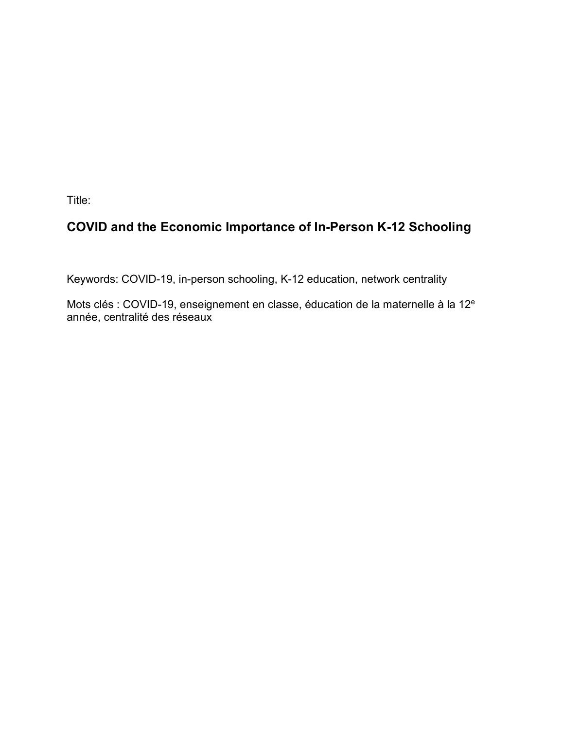Title:

# COVID and the Economic Importance of In-Person K-12 Schooling

Keywords: COVID-19, in-person schooling, K-12 education, network centrality

Mots clés : COVID-19, enseignement en classe, éducation de la maternelle à la 12$^{e}$ année, centralité des réseaux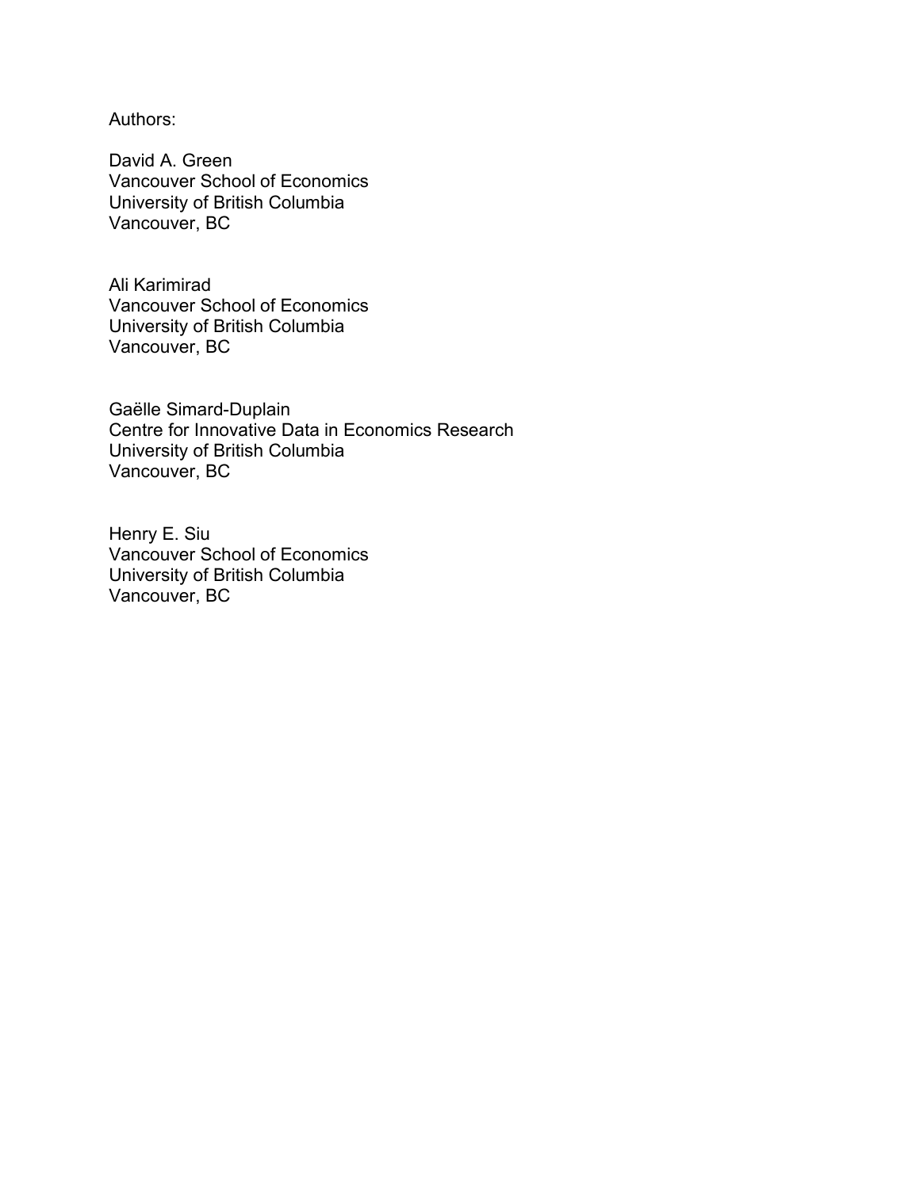Authors:

David A. Green
Vancouver School of Economics
University of British Columbia
Vancouver, BC

Ali Karimirad
Vancouver School of Economics
University of British Columbia
Vancouver, BC

Gaëlle Simard-Duplain
Centre for Innovative Data in Economics Research
University of British Columbia
Vancouver, BC

Henry E. Siu
Vancouver School of Economics
University of British Columbia
Vancouver, BC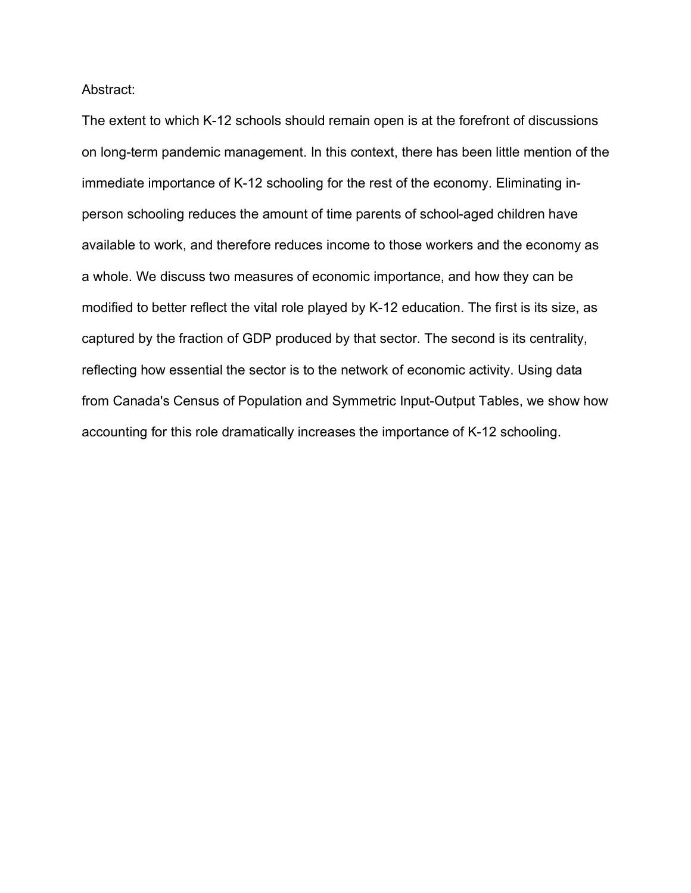Abstract:

The extent to which K-12 schools should remain open is at the forefront of discussions on long-term pandemic management. In this context, there has been little mention of the immediate importance of K-12 schooling for the rest of the economy. Eliminating in-person schooling reduces the amount of time parents of school-aged children have available to work, and therefore reduces income to those workers and the economy as a whole. We discuss two measures of economic importance, and how they can be modified to better reflect the vital role played by K-12 education. The first is its size, as captured by the fraction of GDP produced by that sector. The second is its centrality, reflecting how essential the sector is to the network of economic activity. Using data from Canada's Census of Population and Symmetric Input-Output Tables, we show how accounting for this role dramatically increases the importance of K-12 schooling.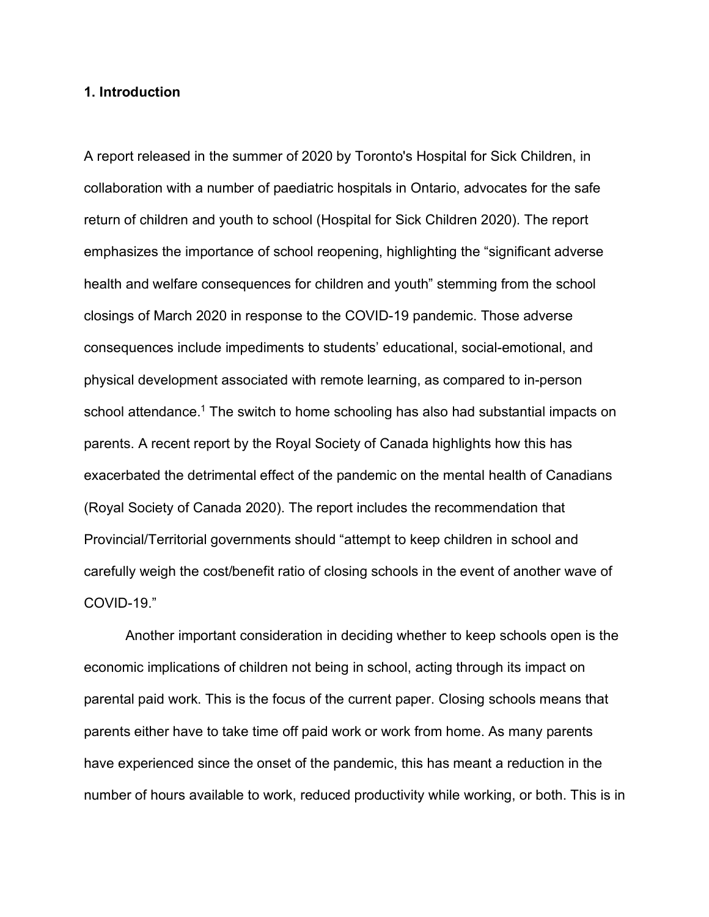## 1. Introduction

A report released in the summer of 2020 by Toronto's Hospital for Sick Children, in collaboration with a number of paediatric hospitals in Ontario, advocates for the safe return of children and youth to school (Hospital for Sick Children 2020). The report emphasizes the importance of school reopening, highlighting the "significant adverse health and welfare consequences for children and youth" stemming from the school closings of March 2020 in response to the COVID-19 pandemic. Those adverse consequences include impediments to students' educational, social-emotional, and physical development associated with remote learning, as compared to in-person school attendance.[1] The switch to home schooling has also had substantial impacts on parents. A recent report by the Royal Society of Canada highlights how this has exacerbated the detrimental effect of the pandemic on the mental health of Canadians (Royal Society of Canada 2020). The report includes the recommendation that Provincial/Territorial governments should "attempt to keep children in school and carefully weigh the cost/benefit ratio of closing schools in the event of another wave of COVID-19."

Another important consideration in deciding whether to keep schools open is the economic implications of children not being in school, acting through its impact on parental paid work. This is the focus of the current paper. Closing schools means that parents either have to take time off paid work or work from home. As many parents have experienced since the onset of the pandemic, this has meant a reduction in the number of hours available to work, reduced productivity while working, or both. This is in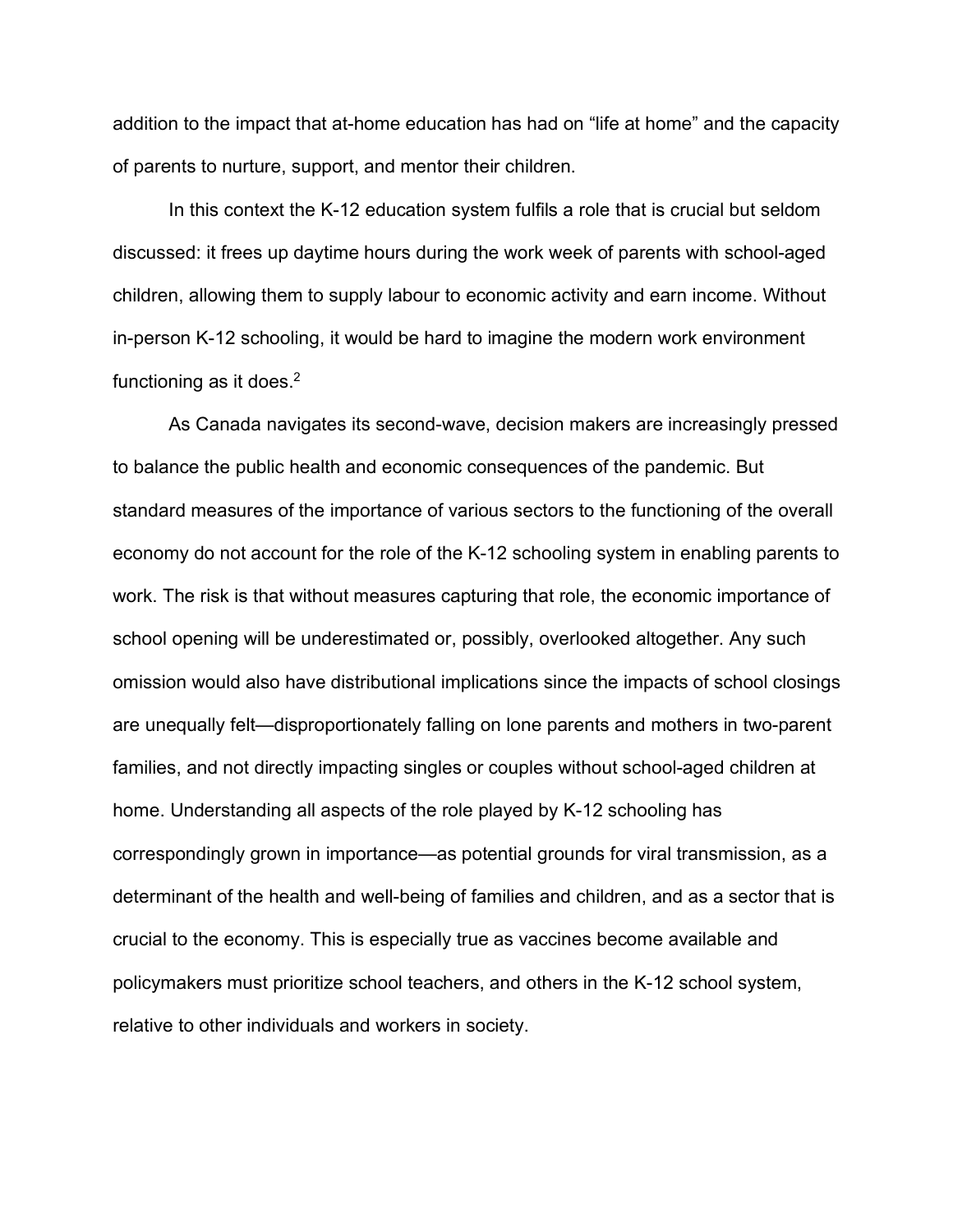addition to the impact that at-home education has had on "life at home" and the capacity of parents to nurture, support, and mentor their children.

In this context the K-12 education system fulfils a role that is crucial but seldom discussed: it frees up daytime hours during the work week of parents with school-aged children, allowing them to supply labour to economic activity and earn income. Without in-person K-12 schooling, it would be hard to imagine the modern work environment functioning as it does.[2]

As Canada navigates its second-wave, decision makers are increasingly pressed to balance the public health and economic consequences of the pandemic. But standard measures of the importance of various sectors to the functioning of the overall economy do not account for the role of the K-12 schooling system in enabling parents to work. The risk is that without measures capturing that role, the economic importance of school opening will be underestimated or, possibly, overlooked altogether. Any such omission would also have distributional implications since the impacts of school closings are unequally felt—disproportionately falling on lone parents and mothers in two-parent families, and not directly impacting singles or couples without school-aged children at home. Understanding all aspects of the role played by K-12 schooling has correspondingly grown in importance—as potential grounds for viral transmission, as a determinant of the health and well-being of families and children, and as a sector that is crucial to the economy. This is especially true as vaccines become available and policymakers must prioritize school teachers, and others in the K-12 school system, relative to other individuals and workers in society.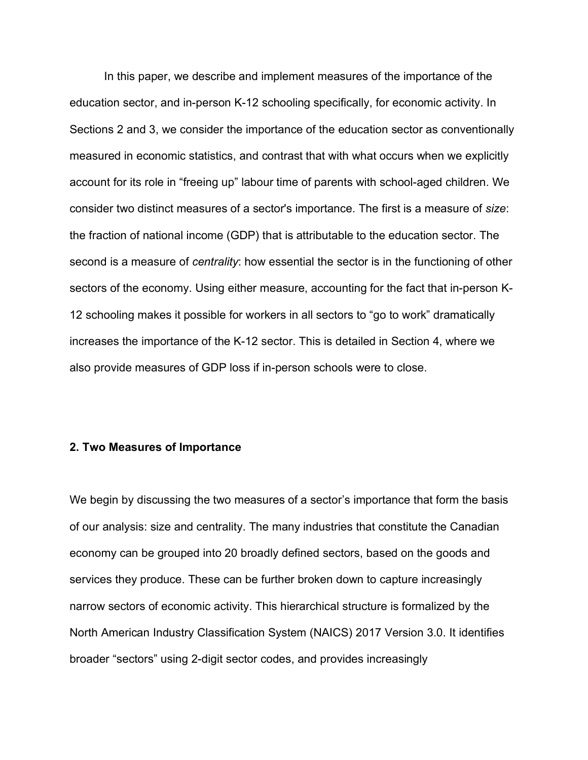In this paper, we describe and implement measures of the importance of the education sector, and in-person K-12 schooling specifically, for economic activity. In Sections 2 and 3, we consider the importance of the education sector as conventionally measured in economic statistics, and contrast that with what occurs when we explicitly account for its role in "freeing up" labour time of parents with school-aged children. We consider two distinct measures of a sector's importance. The first is a measure of *size*: the fraction of national income (GDP) that is attributable to the education sector. The second is a measure of *centrality*: how essential the sector is in the functioning of other sectors of the economy. Using either measure, accounting for the fact that in-person K-12 schooling makes it possible for workers in all sectors to "go to work" dramatically increases the importance of the K-12 sector. This is detailed in Section 4, where we also provide measures of GDP loss if in-person schools were to close.

## 2. Two Measures of Importance

We begin by discussing the two measures of a sector's importance that form the basis of our analysis: size and centrality. The many industries that constitute the Canadian economy can be grouped into 20 broadly defined sectors, based on the goods and services they produce. These can be further broken down to capture increasingly narrow sectors of economic activity. This hierarchical structure is formalized by the North American Industry Classification System (NAICS) 2017 Version 3.0. It identifies broader "sectors" using 2-digit sector codes, and provides increasingly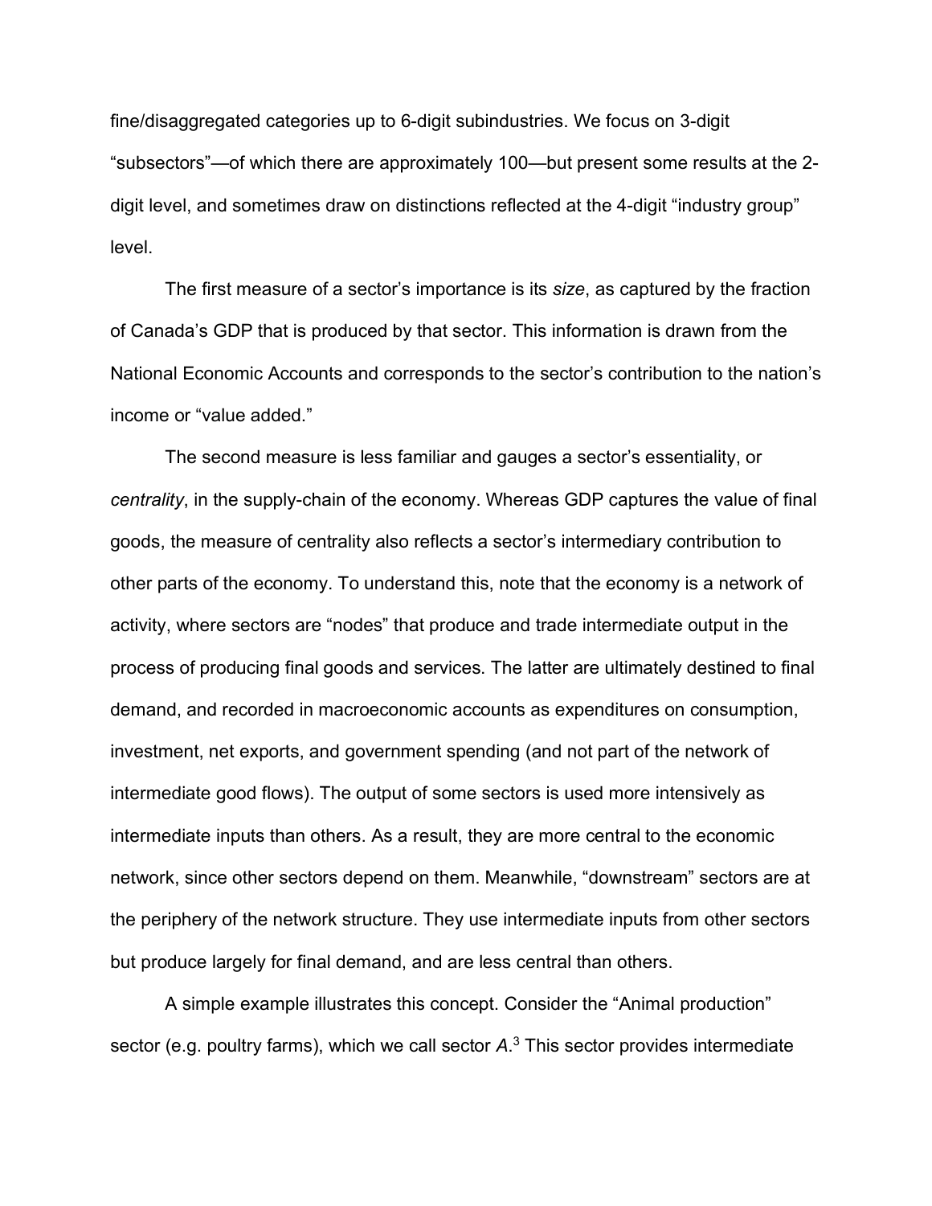fine/disaggregated categories up to 6-digit subindustries. We focus on 3-digit "subsectors"—of which there are approximately 100—but present some results at the 2-digit level, and sometimes draw on distinctions reflected at the 4-digit "industry group" level.

The first measure of a sector's importance is its *size*, as captured by the fraction of Canada's GDP that is produced by that sector. This information is drawn from the National Economic Accounts and corresponds to the sector's contribution to the nation's income or "value added."

The second measure is less familiar and gauges a sector's essentiality, or *centrality*, in the supply-chain of the economy. Whereas GDP captures the value of final goods, the measure of centrality also reflects a sector's intermediary contribution to other parts of the economy. To understand this, note that the economy is a network of activity, where sectors are "nodes" that produce and trade intermediate output in the process of producing final goods and services. The latter are ultimately destined to final demand, and recorded in macroeconomic accounts as expenditures on consumption, investment, net exports, and government spending (and not part of the network of intermediate good flows). The output of some sectors is used more intensively as intermediate inputs than others. As a result, they are more central to the economic network, since other sectors depend on them. Meanwhile, "downstream" sectors are at the periphery of the network structure. They use intermediate inputs from other sectors but produce largely for final demand, and are less central than others.

A simple example illustrates this concept. Consider the "Animal production" sector (e.g. poultry farms), which we call sector *A*.[3] This sector provides intermediate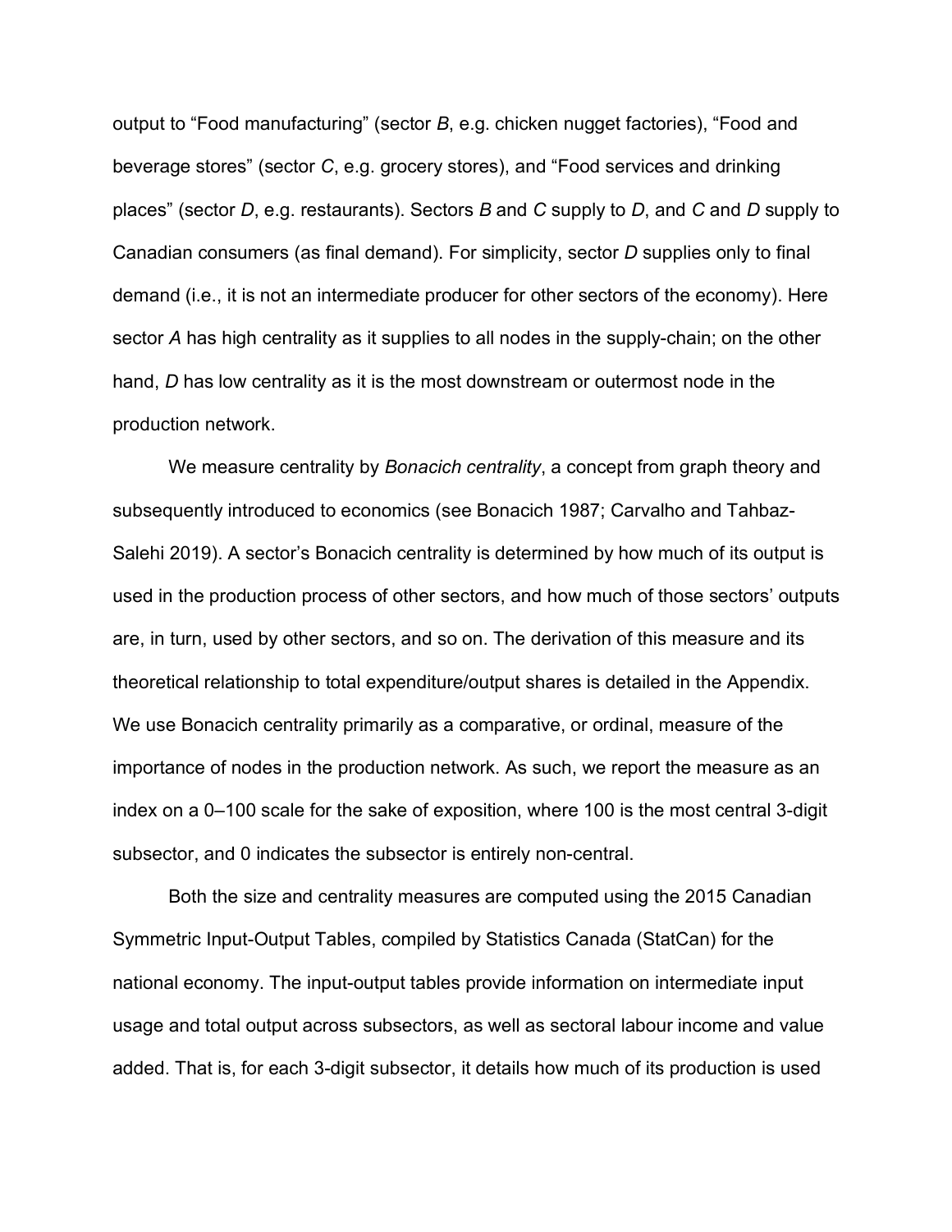output to "Food manufacturing" (sector *B*, e.g. chicken nugget factories), "Food and beverage stores" (sector *C*, e.g. grocery stores), and "Food services and drinking places" (sector *D*, e.g. restaurants). Sectors *B* and *C* supply to *D*, and *C* and *D* supply to Canadian consumers (as final demand). For simplicity, sector *D* supplies only to final demand (i.e., it is not an intermediate producer for other sectors of the economy). Here sector *A* has high centrality as it supplies to all nodes in the supply-chain; on the other hand, *D* has low centrality as it is the most downstream or outermost node in the production network.

We measure centrality by *Bonacich centrality*, a concept from graph theory and subsequently introduced to economics (see Bonacich 1987; Carvalho and Tahbaz-Salehi 2019). A sector's Bonacich centrality is determined by how much of its output is used in the production process of other sectors, and how much of those sectors' outputs are, in turn, used by other sectors, and so on. The derivation of this measure and its theoretical relationship to total expenditure/output shares is detailed in the Appendix. We use Bonacich centrality primarily as a comparative, or ordinal, measure of the importance of nodes in the production network. As such, we report the measure as an index on a 0–100 scale for the sake of exposition, where 100 is the most central 3-digit subsector, and 0 indicates the subsector is entirely non-central.

Both the size and centrality measures are computed using the 2015 Canadian Symmetric Input-Output Tables, compiled by Statistics Canada (StatCan) for the national economy. The input-output tables provide information on intermediate input usage and total output across subsectors, as well as sectoral labour income and value added. That is, for each 3-digit subsector, it details how much of its production is used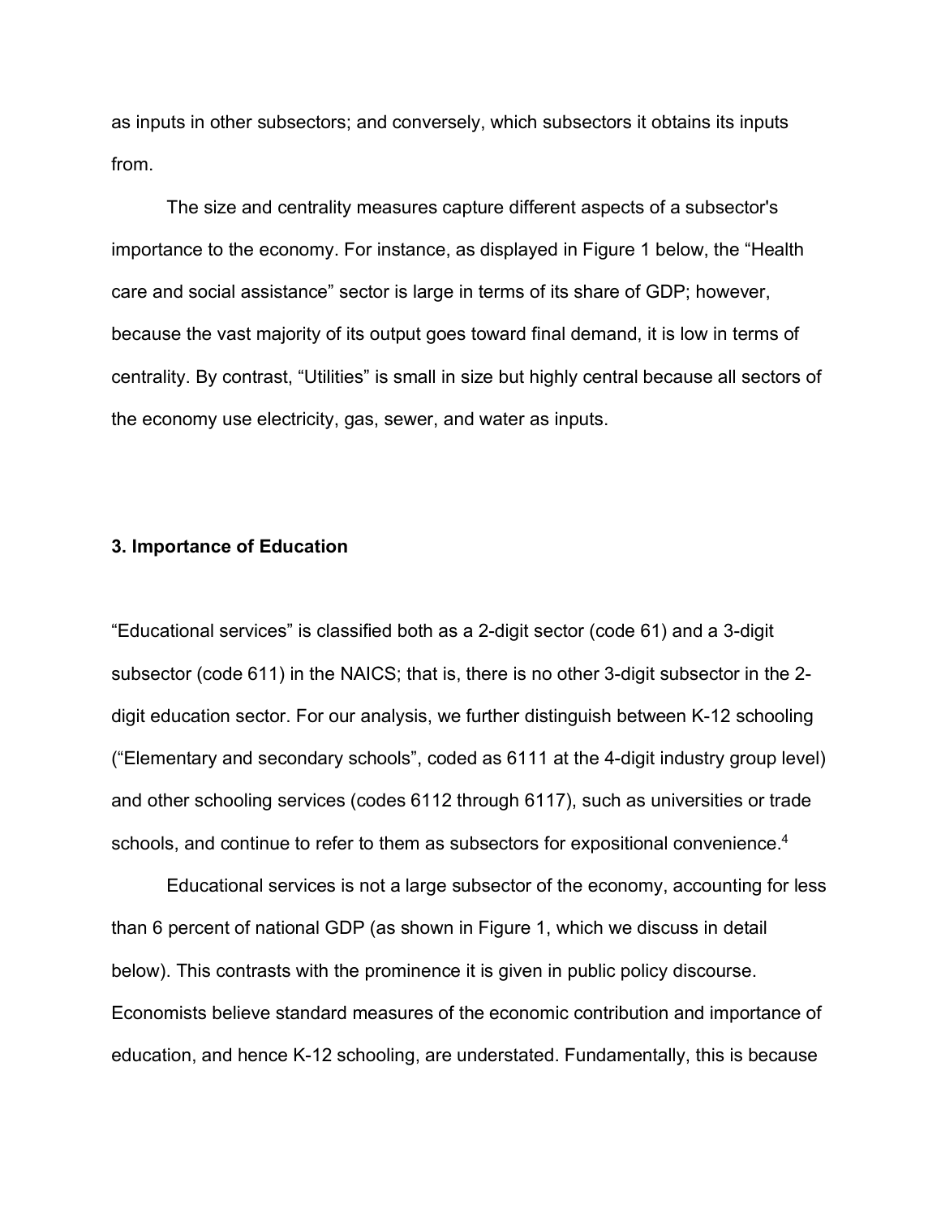as inputs in other subsectors; and conversely, which subsectors it obtains its inputs from.

The size and centrality measures capture different aspects of a subsector's importance to the economy. For instance, as displayed in Figure 1 below, the "Health care and social assistance" sector is large in terms of its share of GDP; however, because the vast majority of its output goes toward final demand, it is low in terms of centrality. By contrast, "Utilities" is small in size but highly central because all sectors of the economy use electricity, gas, sewer, and water as inputs.

## 3. Importance of Education

"Educational services" is classified both as a 2-digit sector (code 61) and a 3-digit subsector (code 611) in the NAICS; that is, there is no other 3-digit subsector in the 2-digit education sector. For our analysis, we further distinguish between K-12 schooling ("Elementary and secondary schools", coded as 6111 at the 4-digit industry group level) and other schooling services (codes 6112 through 6117), such as universities or trade schools, and continue to refer to them as subsectors for expositional convenience.[4]

Educational services is not a large subsector of the economy, accounting for less than 6 percent of national GDP (as shown in Figure 1, which we discuss in detail below). This contrasts with the prominence it is given in public policy discourse. Economists believe standard measures of the economic contribution and importance of education, and hence K-12 schooling, are understated. Fundamentally, this is because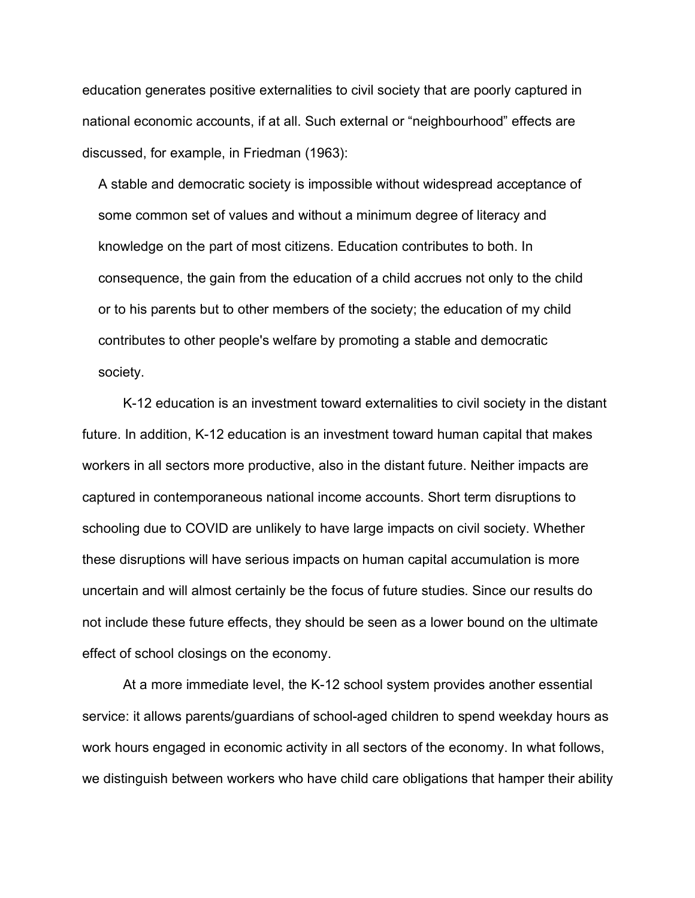education generates positive externalities to civil society that are poorly captured in national economic accounts, if at all. Such external or "neighbourhood" effects are discussed, for example, in Friedman (1963):

> A stable and democratic society is impossible without widespread acceptance of some common set of values and without a minimum degree of literacy and knowledge on the part of most citizens. Education contributes to both. In consequence, the gain from the education of a child accrues not only to the child or to his parents but to other members of the society; the education of my child contributes to other people's welfare by promoting a stable and democratic society.

K-12 education is an investment toward externalities to civil society in the distant future. In addition, K-12 education is an investment toward human capital that makes workers in all sectors more productive, also in the distant future. Neither impacts are captured in contemporaneous national income accounts. Short term disruptions to schooling due to COVID are unlikely to have large impacts on civil society. Whether these disruptions will have serious impacts on human capital accumulation is more uncertain and will almost certainly be the focus of future studies. Since our results do not include these future effects, they should be seen as a lower bound on the ultimate effect of school closings on the economy.

At a more immediate level, the K-12 school system provides another essential service: it allows parents/guardians of school-aged children to spend weekday hours as work hours engaged in economic activity in all sectors of the economy. In what follows, we distinguish between workers who have child care obligations that hamper their ability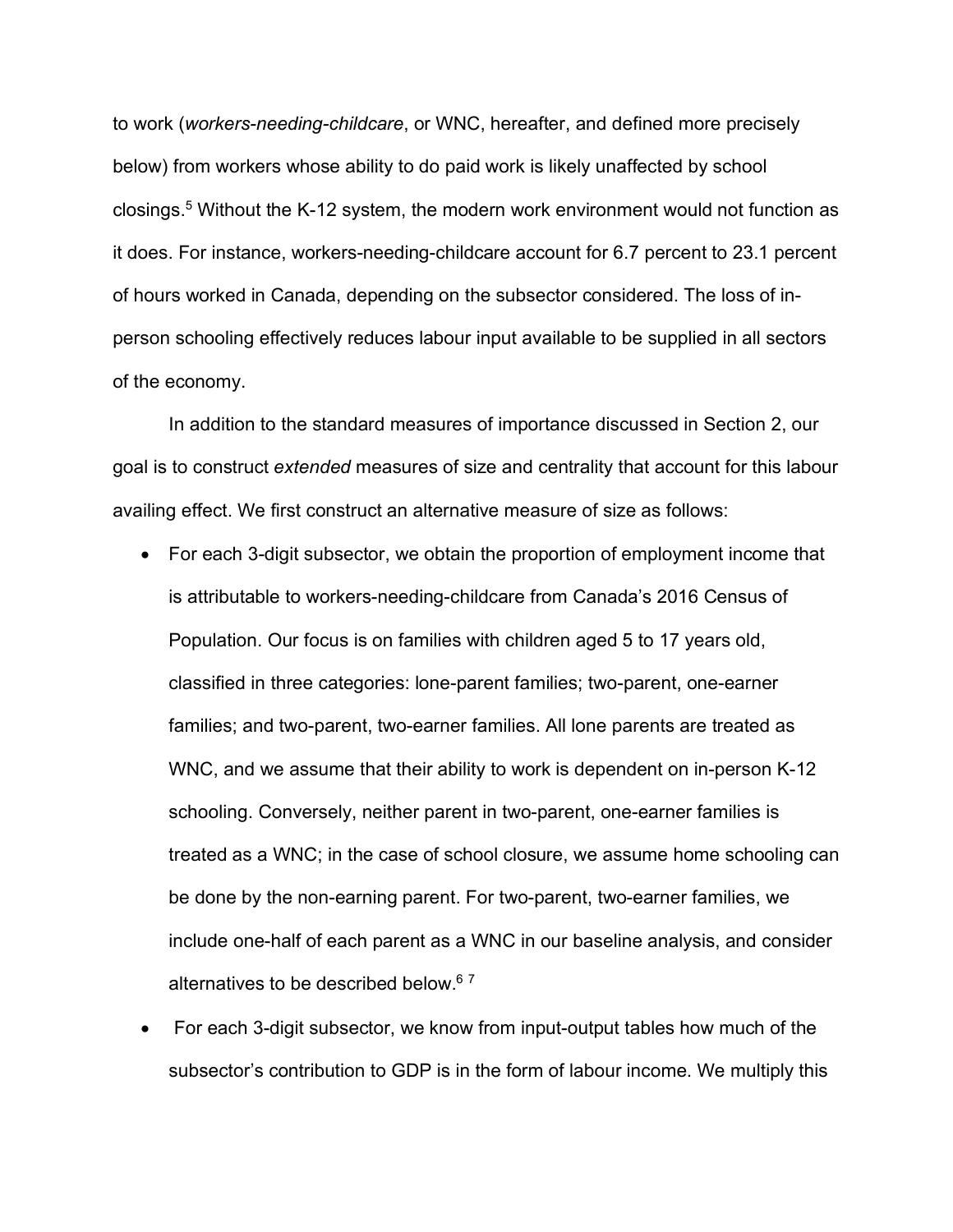to work (*workers-needing-childcare*, or WNC, hereafter, and defined more precisely below) from workers whose ability to do paid work is likely unaffected by school closings.[5] Without the K-12 system, the modern work environment would not function as it does. For instance, workers-needing-childcare account for 6.7 percent to 23.1 percent of hours worked in Canada, depending on the subsector considered. The loss of in-person schooling effectively reduces labour input available to be supplied in all sectors of the economy.

In addition to the standard measures of importance discussed in Section 2, our goal is to construct *extended* measures of size and centrality that account for this labour availing effect. We first construct an alternative measure of size as follows:

- For each 3-digit subsector, we obtain the proportion of employment income that is attributable to workers-needing-childcare from Canada's 2016 Census of Population. Our focus is on families with children aged 5 to 17 years old, classified in three categories: lone-parent families; two-parent, one-earner families; and two-parent, two-earner families. All lone parents are treated as WNC, and we assume that their ability to work is dependent on in-person K-12 schooling. Conversely, neither parent in two-parent, one-earner families is treated as a WNC; in the case of school closure, we assume home schooling can be done by the non-earning parent. For two-parent, two-earner families, we include one-half of each parent as a WNC in our baseline analysis, and consider alternatives to be described below.[6] [7]
- For each 3-digit subsector, we know from input-output tables how much of the subsector's contribution to GDP is in the form of labour income. We multiply this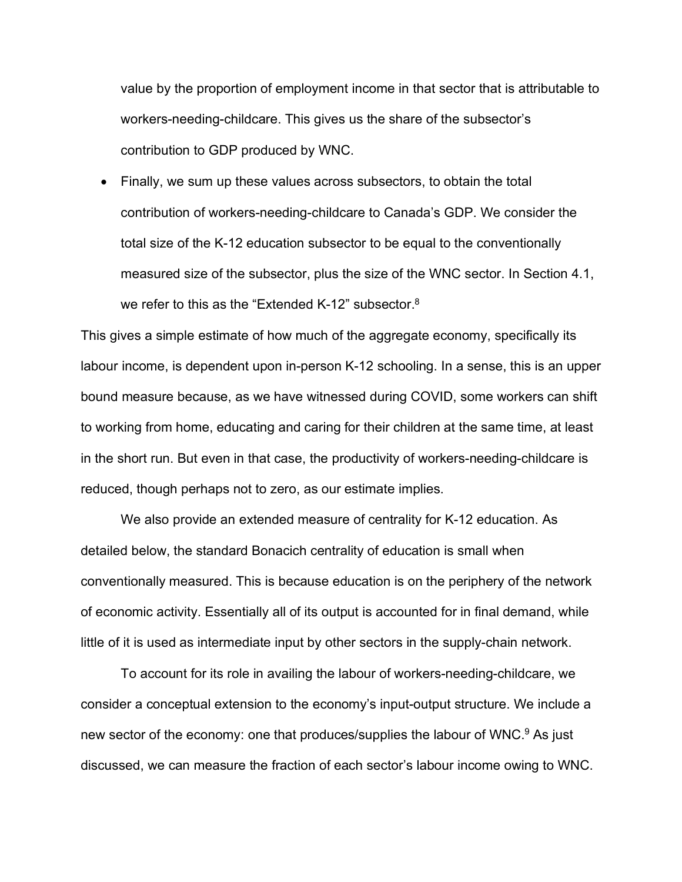value by the proportion of employment income in that sector that is attributable to workers-needing-childcare. This gives us the share of the subsector's contribution to GDP produced by WNC.

- Finally, we sum up these values across subsectors, to obtain the total contribution of workers-needing-childcare to Canada's GDP. We consider the total size of the K-12 education subsector to be equal to the conventionally measured size of the subsector, plus the size of the WNC sector. In Section 4.1, we refer to this as the "Extended K-12" subsector.[8]

This gives a simple estimate of how much of the aggregate economy, specifically its labour income, is dependent upon in-person K-12 schooling. In a sense, this is an upper bound measure because, as we have witnessed during COVID, some workers can shift to working from home, educating and caring for their children at the same time, at least in the short run. But even in that case, the productivity of workers-needing-childcare is reduced, though perhaps not to zero, as our estimate implies.

We also provide an extended measure of centrality for K-12 education. As detailed below, the standard Bonacich centrality of education is small when conventionally measured. This is because education is on the periphery of the network of economic activity. Essentially all of its output is accounted for in final demand, while little of it is used as intermediate input by other sectors in the supply-chain network.

To account for its role in availing the labour of workers-needing-childcare, we consider a conceptual extension to the economy's input-output structure. We include a new sector of the economy: one that produces/supplies the labour of WNC.[9] As just discussed, we can measure the fraction of each sector's labour income owing to WNC.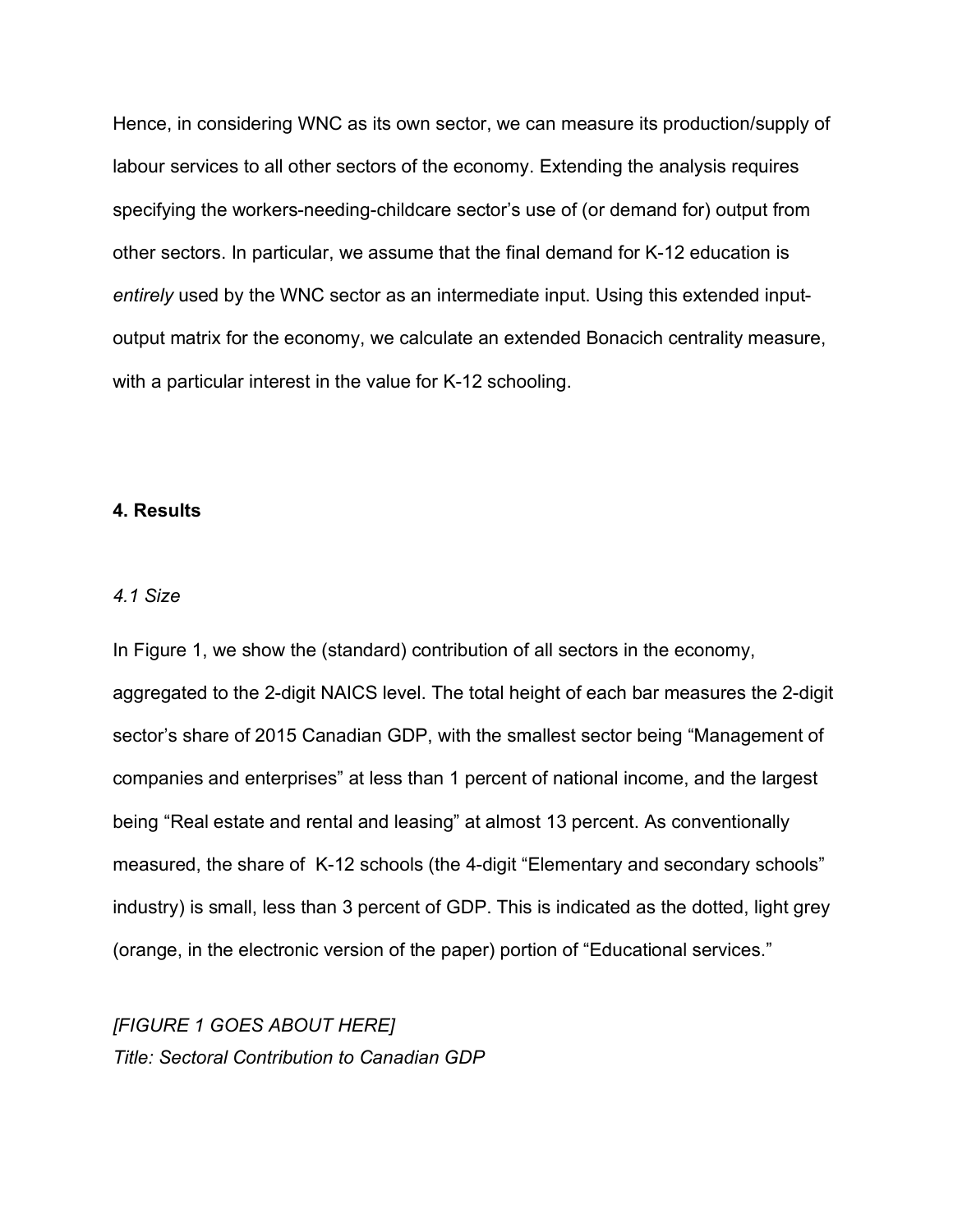Hence, in considering WNC as its own sector, we can measure its production/supply of labour services to all other sectors of the economy. Extending the analysis requires specifying the workers-needing-childcare sector's use of (or demand for) output from other sectors. In particular, we assume that the final demand for K-12 education is *entirely* used by the WNC sector as an intermediate input. Using this extended input-output matrix for the economy, we calculate an extended Bonacich centrality measure, with a particular interest in the value for K-12 schooling.

## 4. Results

### *4.1 Size*

In Figure 1, we show the (standard) contribution of all sectors in the economy, aggregated to the 2-digit NAICS level. The total height of each bar measures the 2-digit sector's share of 2015 Canadian GDP, with the smallest sector being "Management of companies and enterprises" at less than 1 percent of national income, and the largest being "Real estate and rental and leasing" at almost 13 percent. As conventionally measured, the share of K-12 schools (the 4-digit "Elementary and secondary schools" industry) is small, less than 3 percent of GDP. This is indicated as the dotted, light grey (orange, in the electronic version of the paper) portion of "Educational services."

*[FIGURE 1 GOES ABOUT HERE]*
*Title: Sectoral Contribution to Canadian GDP*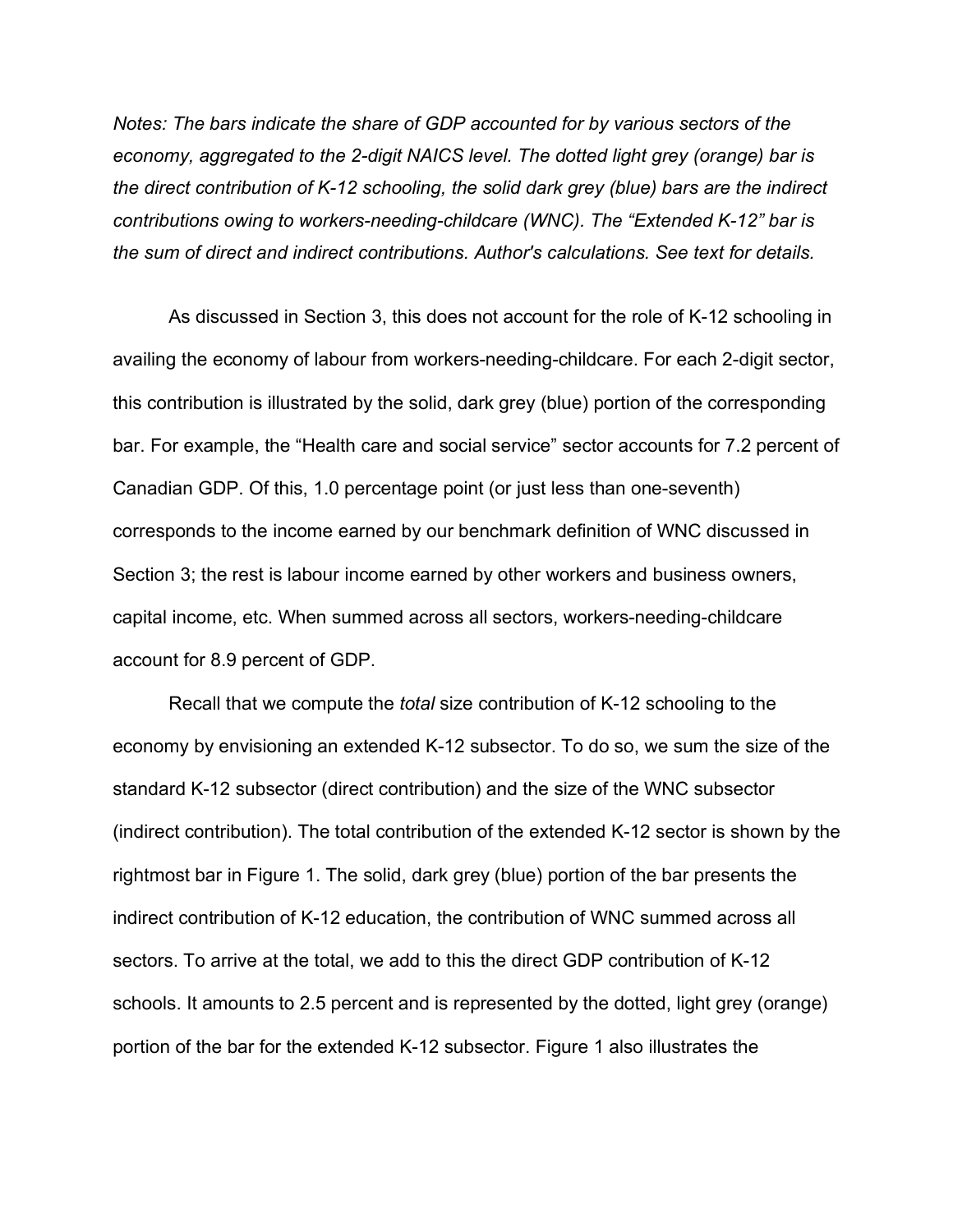*Notes: The bars indicate the share of GDP accounted for by various sectors of the economy, aggregated to the 2-digit NAICS level. The dotted light grey (orange) bar is the direct contribution of K-12 schooling, the solid dark grey (blue) bars are the indirect contributions owing to workers-needing-childcare (WNC). The "Extended K-12" bar is the sum of direct and indirect contributions. Author's calculations. See text for details.*

As discussed in Section 3, this does not account for the role of K-12 schooling in availing the economy of labour from workers-needing-childcare. For each 2-digit sector, this contribution is illustrated by the solid, dark grey (blue) portion of the corresponding bar. For example, the "Health care and social service" sector accounts for 7.2 percent of Canadian GDP. Of this, 1.0 percentage point (or just less than one-seventh) corresponds to the income earned by our benchmark definition of WNC discussed in Section 3; the rest is labour income earned by other workers and business owners, capital income, etc. When summed across all sectors, workers-needing-childcare account for 8.9 percent of GDP.

Recall that we compute the *total* size contribution of K-12 schooling to the economy by envisioning an extended K-12 subsector. To do so, we sum the size of the standard K-12 subsector (direct contribution) and the size of the WNC subsector (indirect contribution). The total contribution of the extended K-12 sector is shown by the rightmost bar in Figure 1. The solid, dark grey (blue) portion of the bar presents the indirect contribution of K-12 education, the contribution of WNC summed across all sectors. To arrive at the total, we add to this the direct GDP contribution of K-12 schools. It amounts to 2.5 percent and is represented by the dotted, light grey (orange) portion of the bar for the extended K-12 subsector. Figure 1 also illustrates the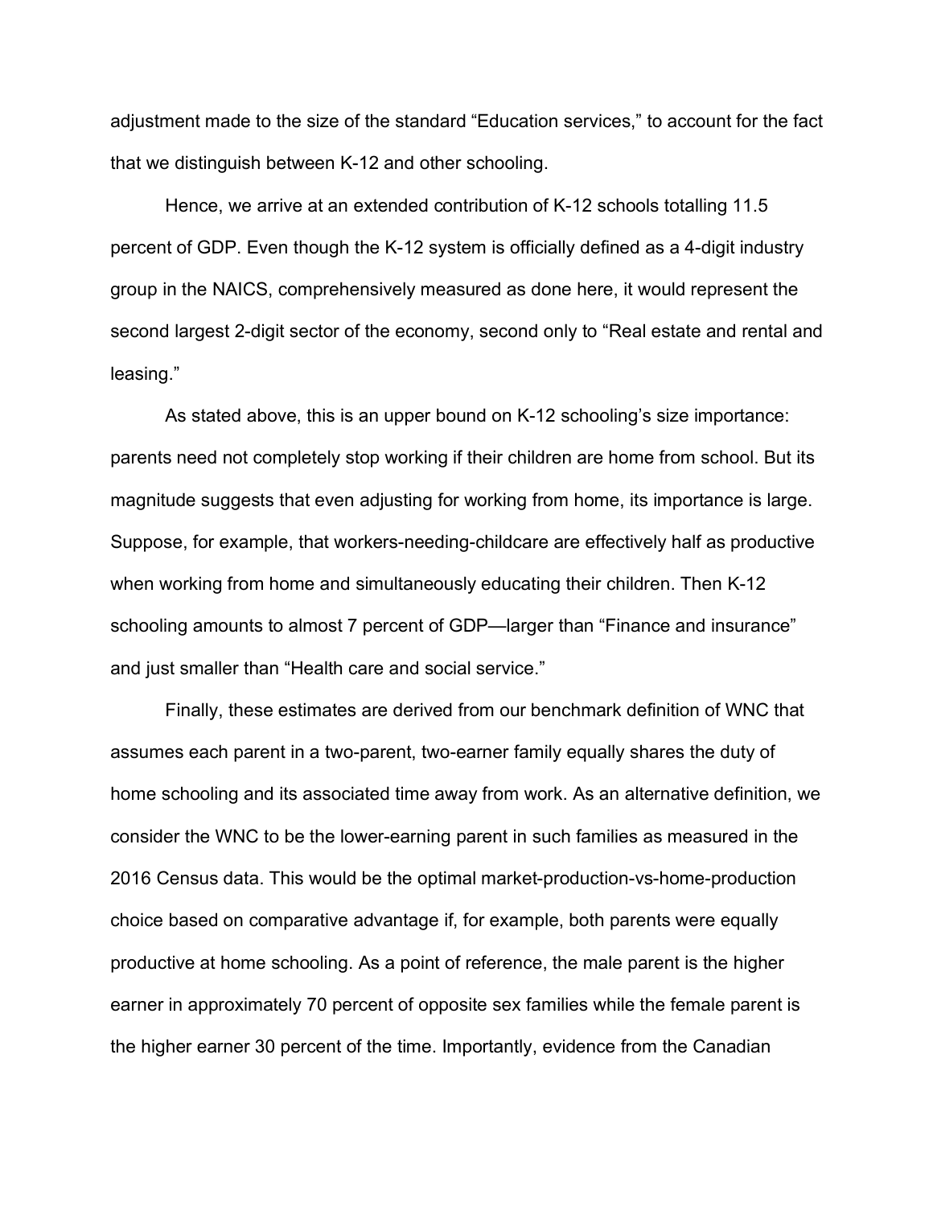adjustment made to the size of the standard “Education services,” to account for the fact that we distinguish between K-12 and other schooling.

Hence, we arrive at an extended contribution of K-12 schools totalling 11.5 percent of GDP. Even though the K-12 system is officially defined as a 4-digit industry group in the NAICS, comprehensively measured as done here, it would represent the second largest 2-digit sector of the economy, second only to “Real estate and rental and leasing.”

As stated above, this is an upper bound on K-12 schooling’s size importance: parents need not completely stop working if their children are home from school. But its magnitude suggests that even adjusting for working from home, its importance is large. Suppose, for example, that workers-needing-childcare are effectively half as productive when working from home and simultaneously educating their children. Then K-12 schooling amounts to almost 7 percent of GDP—larger than “Finance and insurance” and just smaller than “Health care and social service.”

Finally, these estimates are derived from our benchmark definition of WNC that assumes each parent in a two-parent, two-earner family equally shares the duty of home schooling and its associated time away from work. As an alternative definition, we consider the WNC to be the lower-earning parent in such families as measured in the 2016 Census data. This would be the optimal market-production-vs-home-production choice based on comparative advantage if, for example, both parents were equally productive at home schooling. As a point of reference, the male parent is the higher earner in approximately 70 percent of opposite sex families while the female parent is the higher earner 30 percent of the time. Importantly, evidence from the Canadian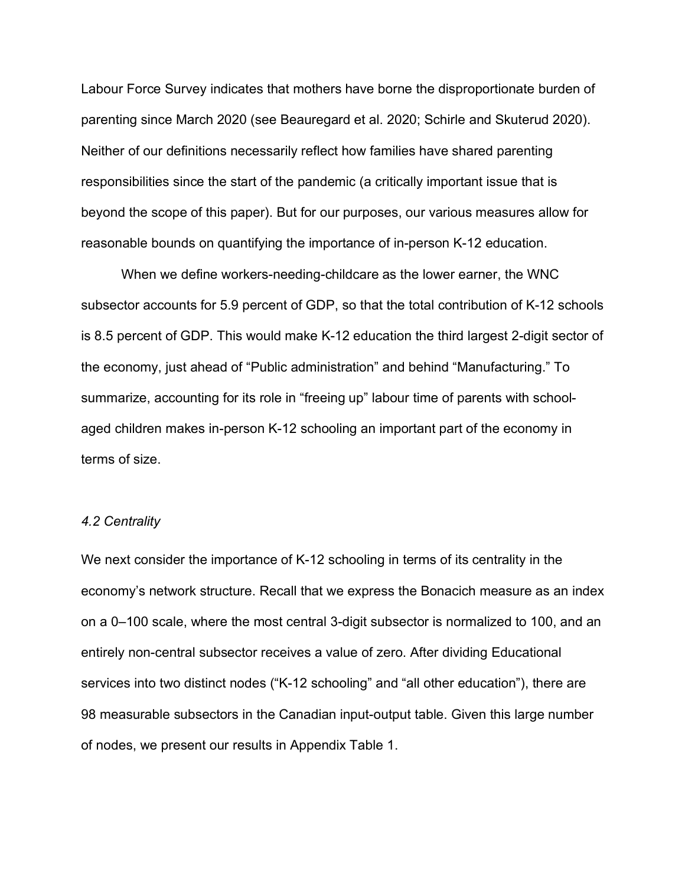Labour Force Survey indicates that mothers have borne the disproportionate burden of parenting since March 2020 (see Beauregard et al. 2020; Schirle and Skuterud 2020). Neither of our definitions necessarily reflect how families have shared parenting responsibilities since the start of the pandemic (a critically important issue that is beyond the scope of this paper). But for our purposes, our various measures allow for reasonable bounds on quantifying the importance of in-person K-12 education.

When we define workers-needing-childcare as the lower earner, the WNC subsector accounts for 5.9 percent of GDP, so that the total contribution of K-12 schools is 8.5 percent of GDP. This would make K-12 education the third largest 2-digit sector of the economy, just ahead of "Public administration" and behind "Manufacturing." To summarize, accounting for its role in "freeing up" labour time of parents with school-aged children makes in-person K-12 schooling an important part of the economy in terms of size.

### *4.2 Centrality*

We next consider the importance of K-12 schooling in terms of its centrality in the economy's network structure. Recall that we express the Bonacich measure as an index on a 0–100 scale, where the most central 3-digit subsector is normalized to 100, and an entirely non-central subsector receives a value of zero. After dividing Educational services into two distinct nodes ("K-12 schooling" and "all other education"), there are 98 measurable subsectors in the Canadian input-output table. Given this large number of nodes, we present our results in Appendix Table 1.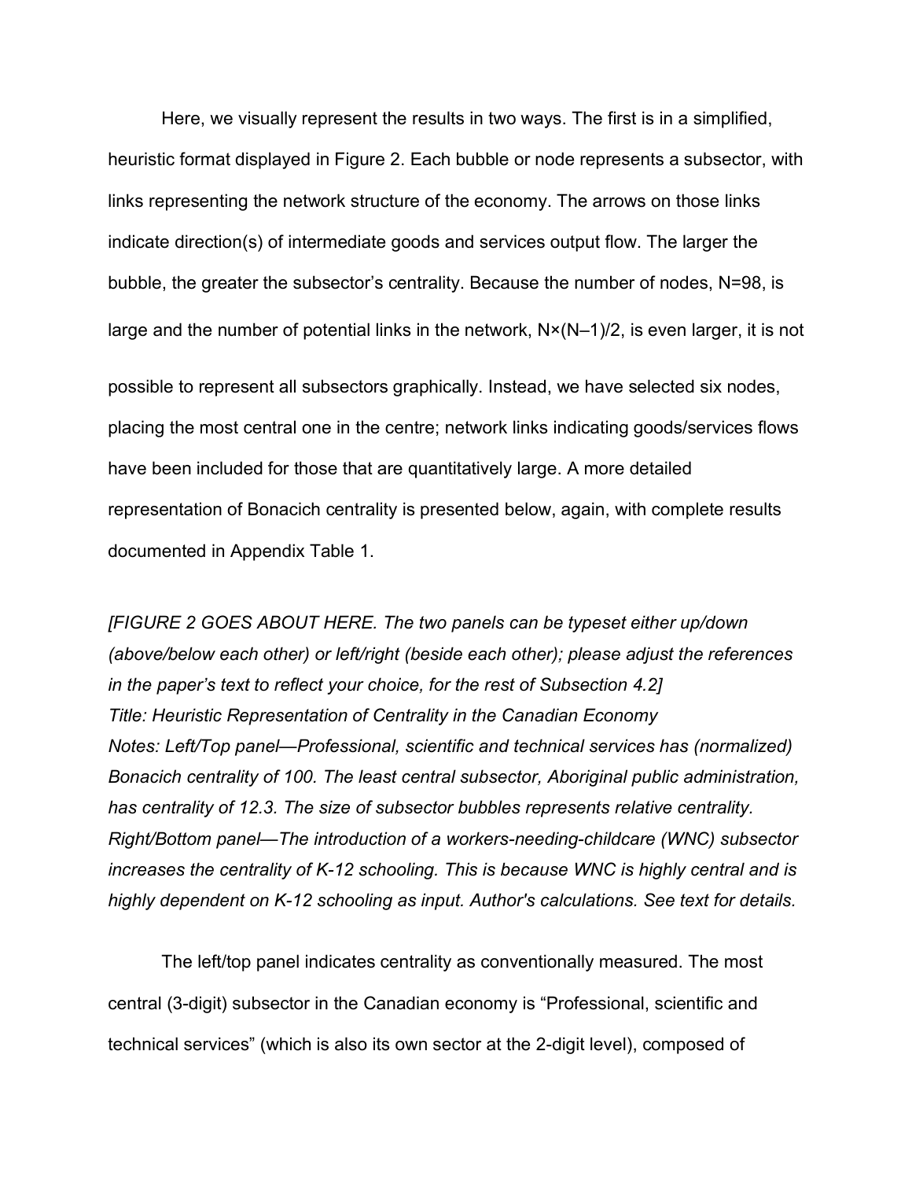Here, we visually represent the results in two ways. The first is in a simplified, heuristic format displayed in Figure 2. Each bubble or node represents a subsector, with links representing the network structure of the economy. The arrows on those links indicate direction(s) of intermediate goods and services output flow. The larger the bubble, the greater the subsector's centrality. Because the number of nodes, $N=98$, is large and the number of potential links in the network, $N \times (N-1)/2$, is even larger, it is not possible to represent all subsectors graphically. Instead, we have selected six nodes, placing the most central one in the centre; network links indicating goods/services flows have been included for those that are quantitatively large. A more detailed representation of Bonacich centrality is presented below, again, with complete results documented in Appendix Table 1.

*[FIGURE 2 GOES ABOUT HERE. The two panels can be typeset either up/down (above/below each other) or left/right (beside each other); please adjust the references in the paper's text to reflect your choice, for the rest of Subsection 4.2]*
*Title: Heuristic Representation of Centrality in the Canadian Economy*
*Notes: Left/Top panel—Professional, scientific and technical services has (normalized) Bonacich centrality of 100. The least central subsector, Aboriginal public administration, has centrality of 12.3. The size of subsector bubbles represents relative centrality. Right/Bottom panel—The introduction of a workers-needing-childcare (WNC) subsector increases the centrality of K-12 schooling. This is because WNC is highly central and is highly dependent on K-12 schooling as input. Author's calculations. See text for details.*

The left/top panel indicates centrality as conventionally measured. The most central (3-digit) subsector in the Canadian economy is "Professional, scientific and technical services" (which is also its own sector at the 2-digit level), composed of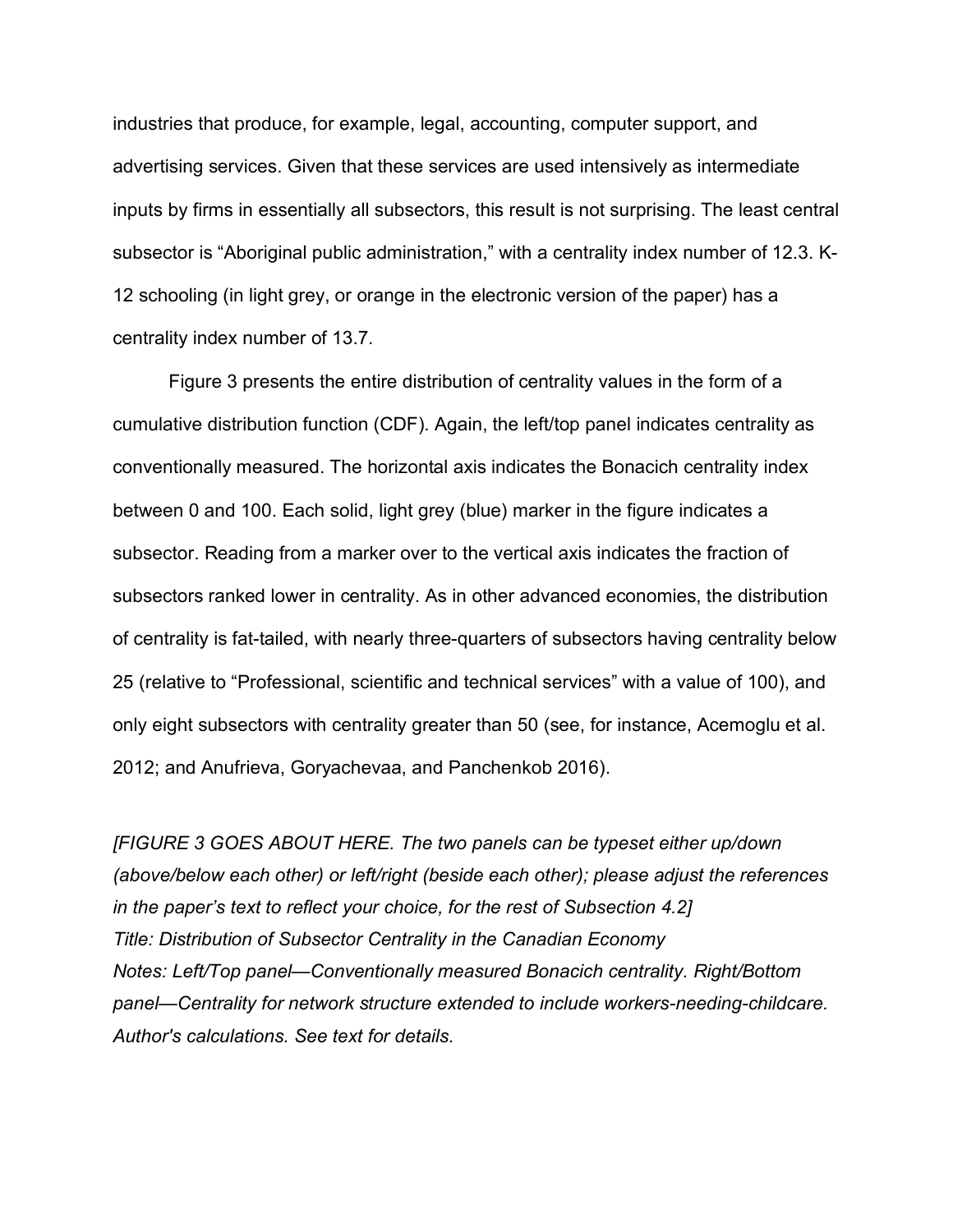industries that produce, for example, legal, accounting, computer support, and advertising services. Given that these services are used intensively as intermediate inputs by firms in essentially all subsectors, this result is not surprising. The least central subsector is "Aboriginal public administration," with a centrality index number of 12.3. K-12 schooling (in light grey, or orange in the electronic version of the paper) has a centrality index number of 13.7.

Figure 3 presents the entire distribution of centrality values in the form of a cumulative distribution function (CDF). Again, the left/top panel indicates centrality as conventionally measured. The horizontal axis indicates the Bonacich centrality index between 0 and 100. Each solid, light grey (blue) marker in the figure indicates a subsector. Reading from a marker over to the vertical axis indicates the fraction of subsectors ranked lower in centrality. As in other advanced economies, the distribution of centrality is fat-tailed, with nearly three-quarters of subsectors having centrality below 25 (relative to "Professional, scientific and technical services" with a value of 100), and only eight subsectors with centrality greater than 50 (see, for instance, Acemoglu et al. 2012; and Anufrieva, Goryachevaa, and Panchenkob 2016).

*[FIGURE 3 GOES ABOUT HERE. The two panels can be typeset either up/down (above/below each other) or left/right (beside each other); please adjust the references in the paper's text to reflect your choice, for the rest of Subsection 4.2]*
*Title: Distribution of Subsector Centrality in the Canadian Economy*
*Notes: Left/Top panel—Conventionally measured Bonacich centrality. Right/Bottom panel—Centrality for network structure extended to include workers-needing-childcare. Author's calculations. See text for details.*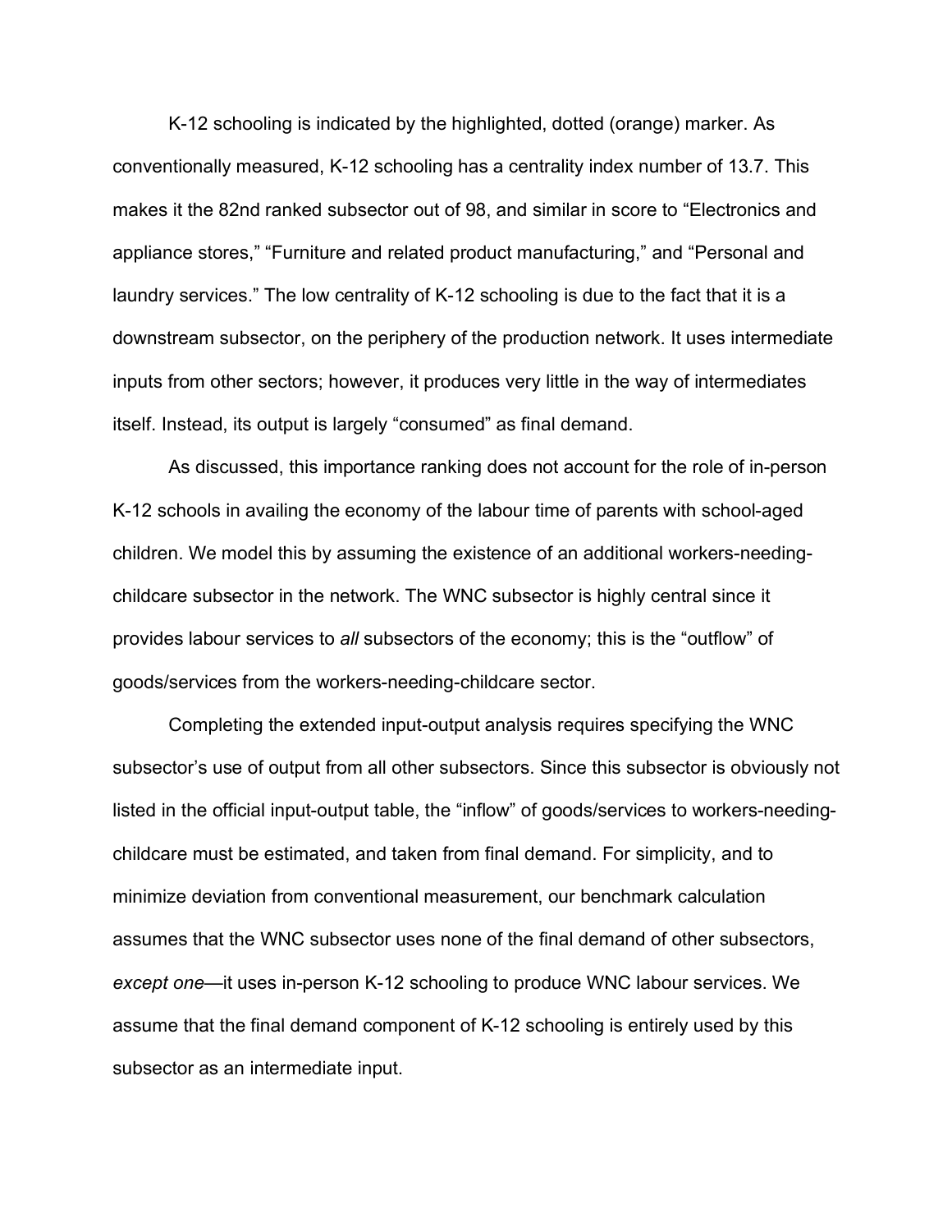K-12 schooling is indicated by the highlighted, dotted (orange) marker. As conventionally measured, K-12 schooling has a centrality index number of 13.7. This makes it the 82nd ranked subsector out of 98, and similar in score to "Electronics and appliance stores," "Furniture and related product manufacturing," and "Personal and laundry services." The low centrality of K-12 schooling is due to the fact that it is a downstream subsector, on the periphery of the production network. It uses intermediate inputs from other sectors; however, it produces very little in the way of intermediates itself. Instead, its output is largely "consumed" as final demand.

As discussed, this importance ranking does not account for the role of in-person K-12 schools in availing the economy of the labour time of parents with school-aged children. We model this by assuming the existence of an additional workers-needing-childcare subsector in the network. The WNC subsector is highly central since it provides labour services to *all* subsectors of the economy; this is the "outflow" of goods/services from the workers-needing-childcare sector.

Completing the extended input-output analysis requires specifying the WNC subsector's use of output from all other subsectors. Since this subsector is obviously not listed in the official input-output table, the "inflow" of goods/services to workers-needing-childcare must be estimated, and taken from final demand. For simplicity, and to minimize deviation from conventional measurement, our benchmark calculation assumes that the WNC subsector uses none of the final demand of other subsectors, *except one*—it uses in-person K-12 schooling to produce WNC labour services. We assume that the final demand component of K-12 schooling is entirely used by this subsector as an intermediate input.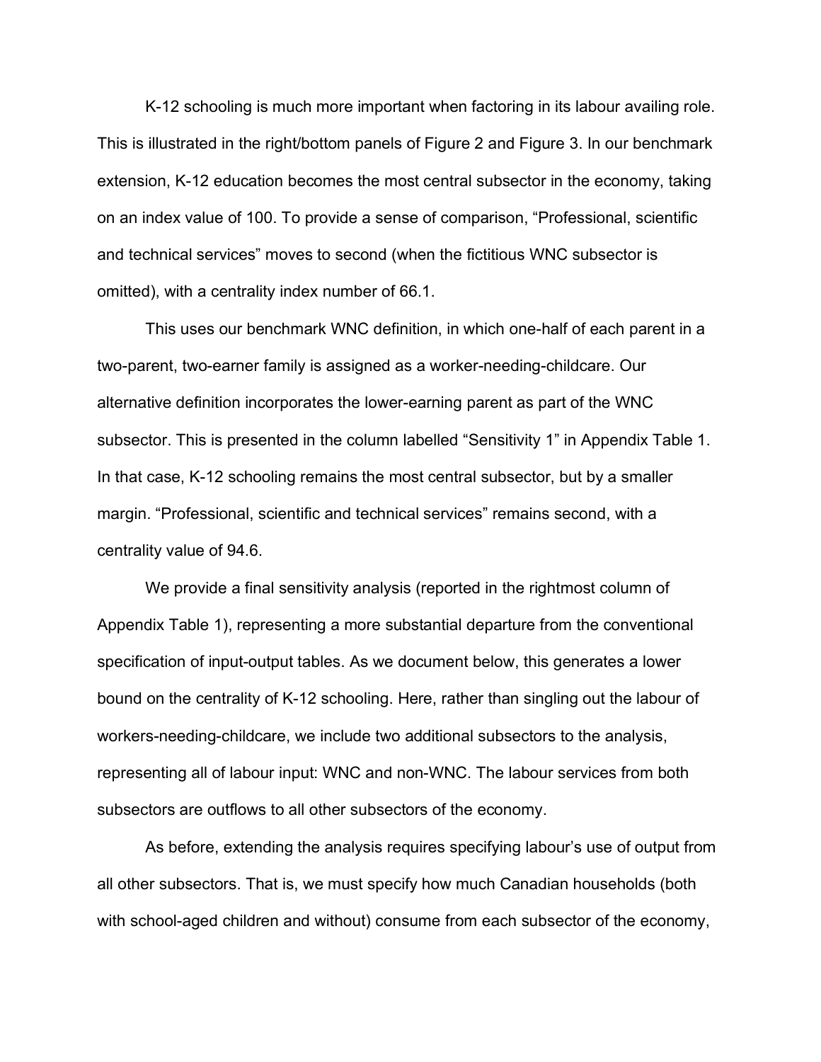K-12 schooling is much more important when factoring in its labour availing role. This is illustrated in the right/bottom panels of Figure 2 and Figure 3. In our benchmark extension, K-12 education becomes the most central subsector in the economy, taking on an index value of 100. To provide a sense of comparison, "Professional, scientific and technical services" moves to second (when the fictitious WNC subsector is omitted), with a centrality index number of 66.1.

This uses our benchmark WNC definition, in which one-half of each parent in a two-parent, two-earner family is assigned as a worker-needing-childcare. Our alternative definition incorporates the lower-earning parent as part of the WNC subsector. This is presented in the column labelled "Sensitivity 1" in Appendix Table 1. In that case, K-12 schooling remains the most central subsector, but by a smaller margin. "Professional, scientific and technical services" remains second, with a centrality value of 94.6.

We provide a final sensitivity analysis (reported in the rightmost column of Appendix Table 1), representing a more substantial departure from the conventional specification of input-output tables. As we document below, this generates a lower bound on the centrality of K-12 schooling. Here, rather than singling out the labour of workers-needing-childcare, we include two additional subsectors to the analysis, representing all of labour input: WNC and non-WNC. The labour services from both subsectors are outflows to all other subsectors of the economy.

As before, extending the analysis requires specifying labour's use of output from all other subsectors. That is, we must specify how much Canadian households (both with school-aged children and without) consume from each subsector of the economy,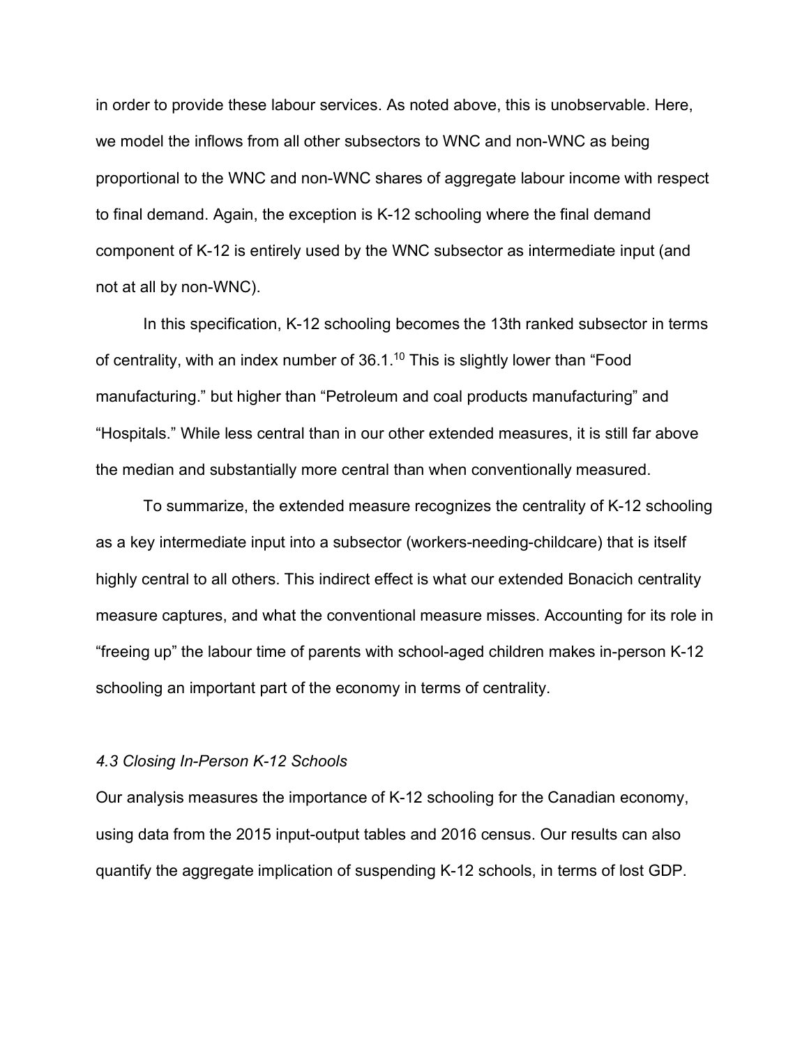in order to provide these labour services. As noted above, this is unobservable. Here, we model the inflows from all other subsectors to WNC and non-WNC as being proportional to the WNC and non-WNC shares of aggregate labour income with respect to final demand. Again, the exception is K-12 schooling where the final demand component of K-12 is entirely used by the WNC subsector as intermediate input (and not at all by non-WNC).

In this specification, K-12 schooling becomes the 13th ranked subsector in terms of centrality, with an index number of 36.1.[10] This is slightly lower than "Food manufacturing." but higher than "Petroleum and coal products manufacturing" and "Hospitals." While less central than in our other extended measures, it is still far above the median and substantially more central than when conventionally measured.

To summarize, the extended measure recognizes the centrality of K-12 schooling as a key intermediate input into a subsector (workers-needing-childcare) that is itself highly central to all others. This indirect effect is what our extended Bonacich centrality measure captures, and what the conventional measure misses. Accounting for its role in "freeing up" the labour time of parents with school-aged children makes in-person K-12 schooling an important part of the economy in terms of centrality.

### *4.3 Closing In-Person K-12 Schools*

Our analysis measures the importance of K-12 schooling for the Canadian economy, using data from the 2015 input-output tables and 2016 census. Our results can also quantify the aggregate implication of suspending K-12 schools, in terms of lost GDP.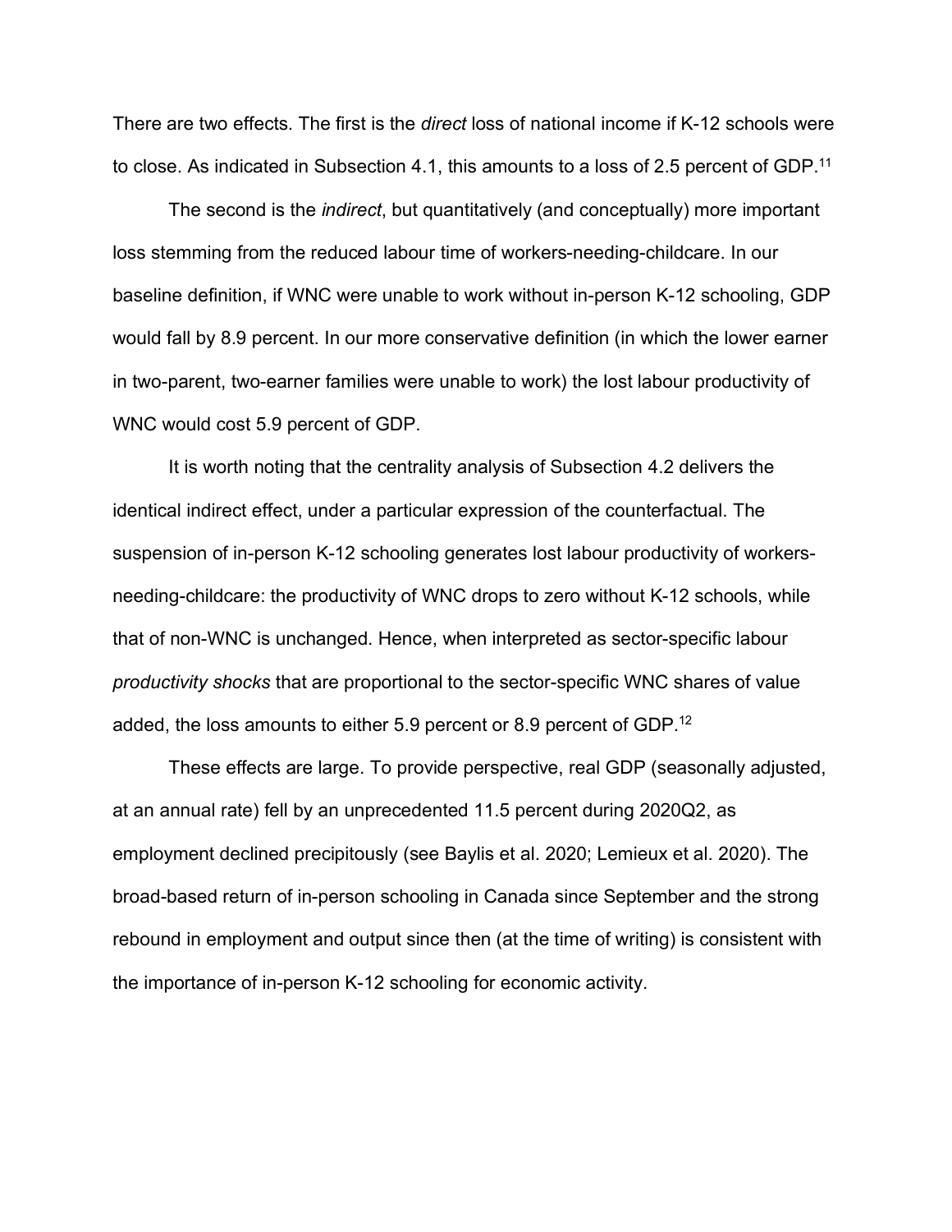There are two effects. The first is the *direct* loss of national income if K-12 schools were to close. As indicated in Subsection 4.1, this amounts to a loss of 2.5 percent of GDP.[11]

The second is the *indirect*, but quantitatively (and conceptually) more important loss stemming from the reduced labour time of workers-needing-childcare. In our baseline definition, if WNC were unable to work without in-person K-12 schooling, GDP would fall by 8.9 percent. In our more conservative definition (in which the lower earner in two-parent, two-earner families were unable to work) the lost labour productivity of WNC would cost 5.9 percent of GDP.

It is worth noting that the centrality analysis of Subsection 4.2 delivers the identical indirect effect, under a particular expression of the counterfactual. The suspension of in-person K-12 schooling generates lost labour productivity of workers-needing-childcare: the productivity of WNC drops to zero without K-12 schools, while that of non-WNC is unchanged. Hence, when interpreted as sector-specific labour *productivity shocks* that are proportional to the sector-specific WNC shares of value added, the loss amounts to either 5.9 percent or 8.9 percent of GDP.[12]

These effects are large. To provide perspective, real GDP (seasonally adjusted, at an annual rate) fell by an unprecedented 11.5 percent during 2020Q2, as employment declined precipitously (see Baylis et al. 2020; Lemieux et al. 2020). The broad-based return of in-person schooling in Canada since September and the strong rebound in employment and output since then (at the time of writing) is consistent with the importance of in-person K-12 schooling for economic activity.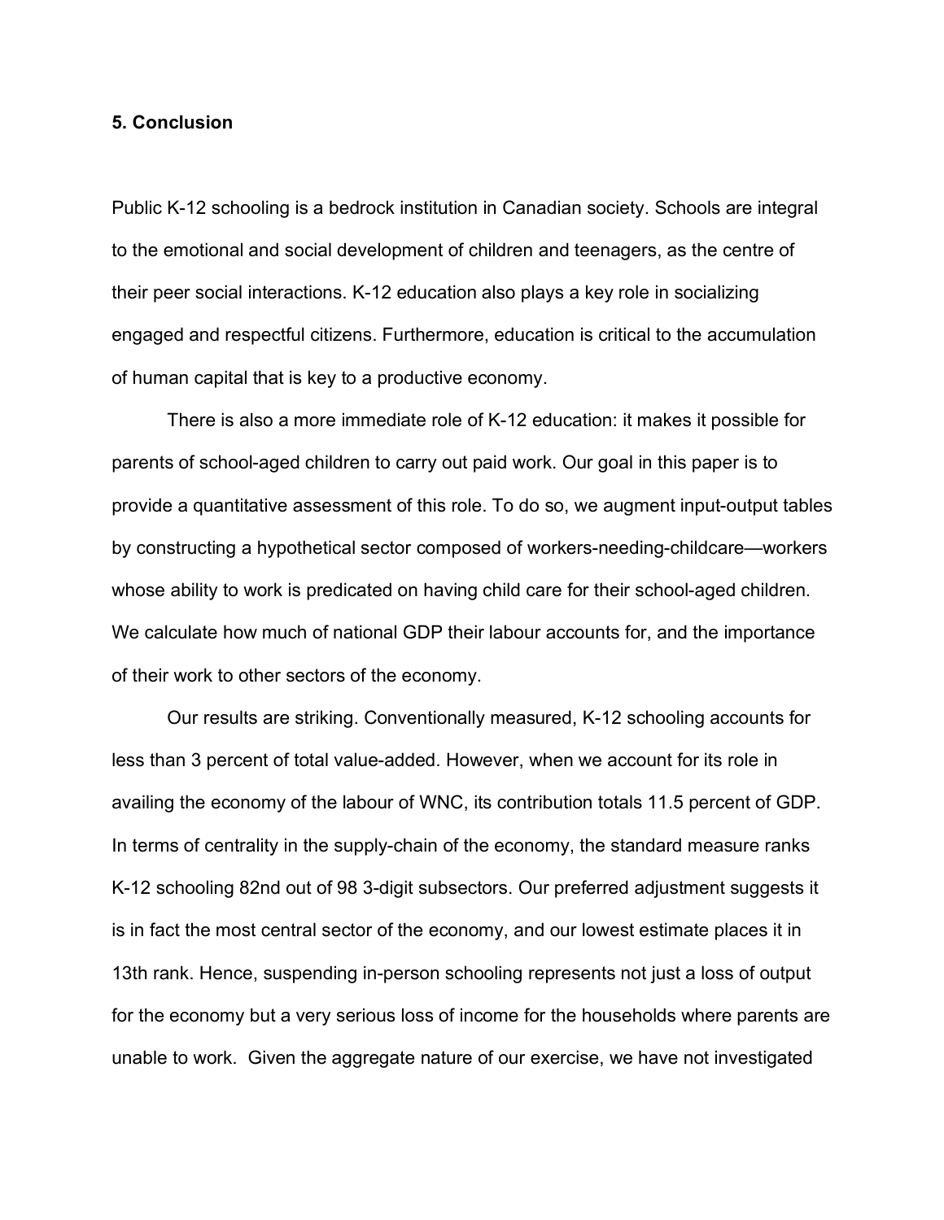### 5. Conclusion

Public K-12 schooling is a bedrock institution in Canadian society. Schools are integral to the emotional and social development of children and teenagers, as the centre of their peer social interactions. K-12 education also plays a key role in socializing engaged and respectful citizens. Furthermore, education is critical to the accumulation of human capital that is key to a productive economy.

There is also a more immediate role of K-12 education: it makes it possible for parents of school-aged children to carry out paid work. Our goal in this paper is to provide a quantitative assessment of this role. To do so, we augment input-output tables by constructing a hypothetical sector composed of workers-needing-childcare—workers whose ability to work is predicated on having child care for their school-aged children. We calculate how much of national GDP their labour accounts for, and the importance of their work to other sectors of the economy.

Our results are striking. Conventionally measured, K-12 schooling accounts for less than 3 percent of total value-added. However, when we account for its role in availing the economy of the labour of WNC, its contribution totals 11.5 percent of GDP. In terms of centrality in the supply-chain of the economy, the standard measure ranks K-12 schooling 82nd out of 98 3-digit subsectors. Our preferred adjustment suggests it is in fact the most central sector of the economy, and our lowest estimate places it in 13th rank. Hence, suspending in-person schooling represents not just a loss of output for the economy but a very serious loss of income for the households where parents are unable to work. Given the aggregate nature of our exercise, we have not investigated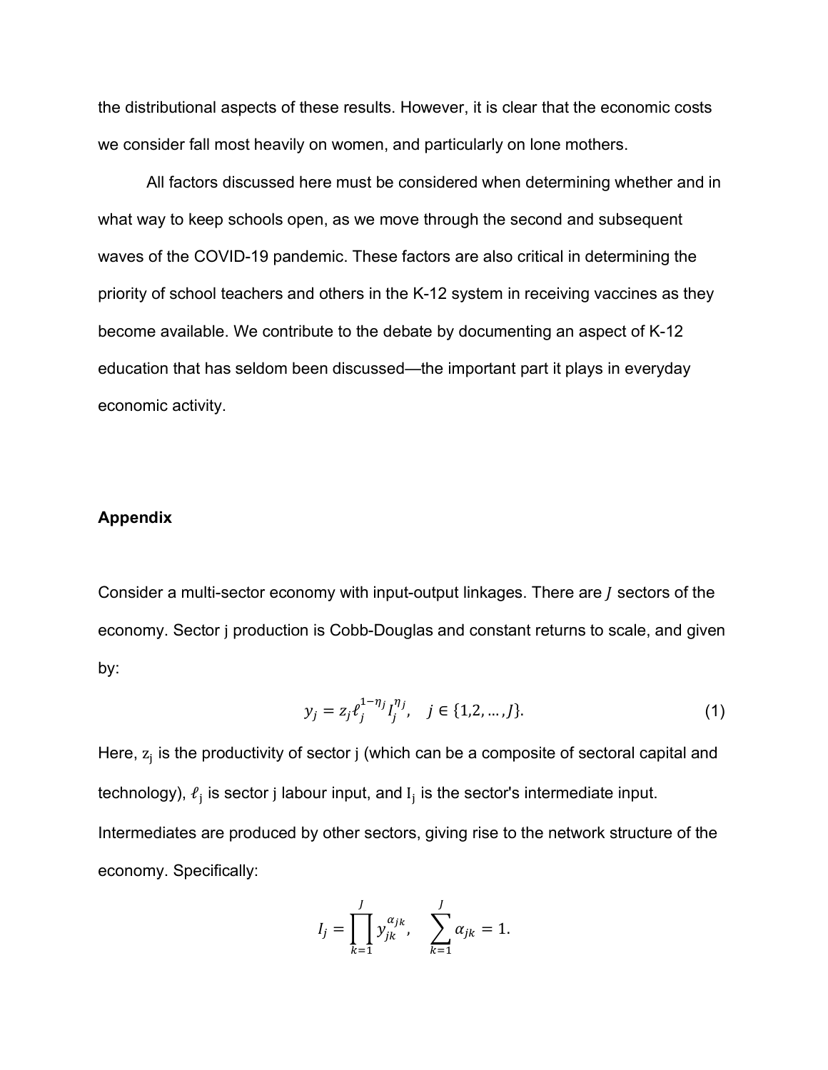the distributional aspects of these results. However, it is clear that the economic costs we consider fall most heavily on women, and particularly on lone mothers.

All factors discussed here must be considered when determining whether and in what way to keep schools open, as we move through the second and subsequent waves of the COVID-19 pandemic. These factors are also critical in determining the priority of school teachers and others in the K-12 system in receiving vaccines as they become available. We contribute to the debate by documenting an aspect of K-12 education that has seldom been discussed—the important part it plays in everyday economic activity.

## Appendix

Consider a multi-sector economy with input-output linkages. There are $J$ sectors of the economy. Sector j production is Cobb-Douglas and constant returns to scale, and given by:

$$y_j = z_j \ell_j^{1-\eta_j} I_j^{\eta_j}, \quad j \in \{1,2,\ldots,J\}. \tag{1}$$

Here, $z_j$ is the productivity of sector j (which can be a composite of sectoral capital and technology), $\ell_j$ is sector j labour input, and $I_j$ is the sector's intermediate input. Intermediates are produced by other sectors, giving rise to the network structure of the economy. Specifically:

$$I_j = \prod_{k=1}^{J} y_{jk}^{\alpha_{jk}}, \quad \sum_{k=1}^{J} \alpha_{jk} = 1.$$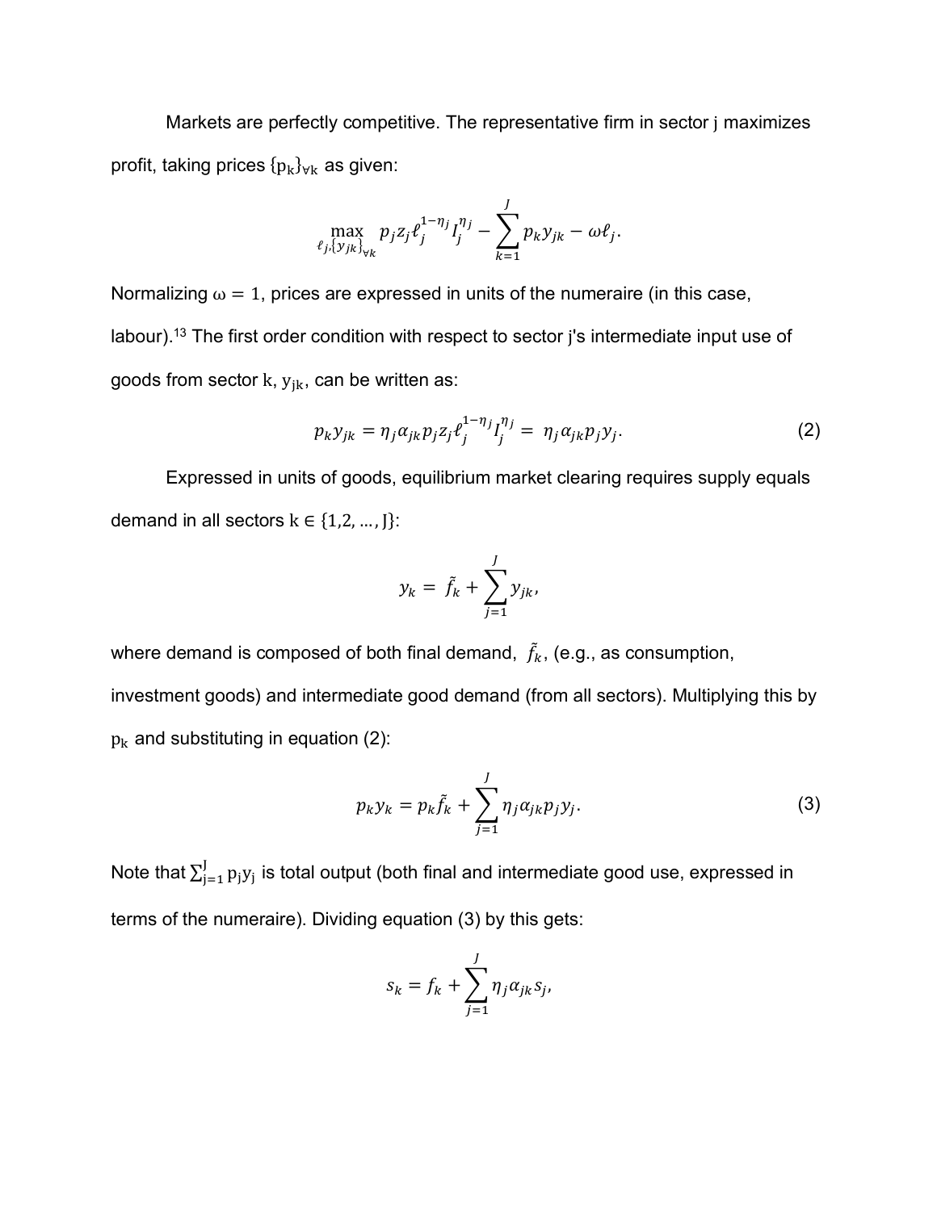Markets are perfectly competitive. The representative firm in sector j maximizes profit, taking prices $\{p_k\}_{\forall k}$ as given:

$$\max_{\ell_j,\{y_{jk}\}_{\forall k}} \; p_j z_j \ell_j^{1-\eta_j} I_j^{\eta_j} - \sum_{k=1}^{J} p_k y_{jk} - \omega \ell_j.$$

Normalizing $\omega = 1$, prices are expressed in units of the numeraire (in this case, labour).[13] The first order condition with respect to sector j's intermediate input use of goods from sector $k$, $y_{jk}$, can be written as:

$$p_k y_{jk} = \eta_j \alpha_{jk} p_j z_j \ell_j^{1-\eta_j} I_j^{\eta_j} = \eta_j \alpha_{jk} p_j y_j. \tag{2}$$

Expressed in units of goods, equilibrium market clearing requires supply equals demand in all sectors $k \in \{1,2,\ldots,J\}$:

$$y_k = \tilde{f}_k + \sum_{j=1}^{J} y_{jk},$$

where demand is composed of both final demand, $\tilde{f}_k$, (e.g., as consumption, investment goods) and intermediate good demand (from all sectors). Multiplying this by $p_k$ and substituting in equation (2):

$$p_k y_k = p_k \tilde{f}_k + \sum_{j=1}^{J} \eta_j \alpha_{jk} p_j y_j. \tag{3}$$

Note that $\sum_{j=1}^{J} p_j y_j$ is total output (both final and intermediate good use, expressed in terms of the numeraire). Dividing equation (3) by this gets:

$$s_k = f_k + \sum_{j=1}^{J} \eta_j \alpha_{jk} s_j,$$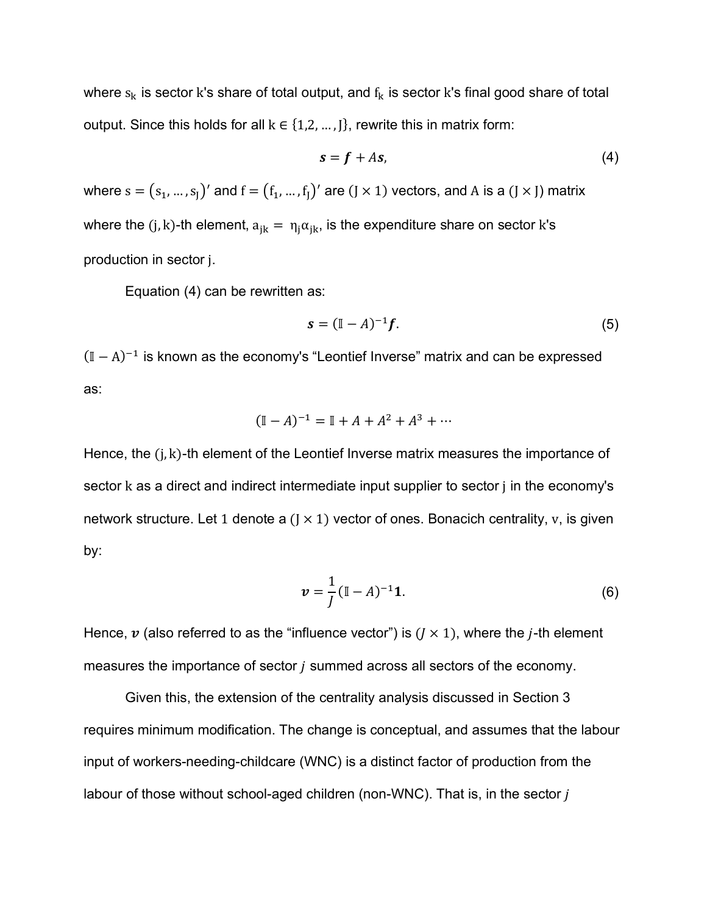where $s_k$ is sector k's share of total output, and $f_k$ is sector k's final good share of total output. Since this holds for all $k \in \{1,2,\dots,J\}$, rewrite this in matrix form:

$$\boldsymbol{s} = \boldsymbol{f} + A\boldsymbol{s}, \tag{4}$$

where $s = (s_1, \dots, s_J)'$ and $f = (f_1, \dots, f_J)'$ are $(J \times 1)$ vectors, and A is a $(J \times J)$ matrix where the $(j,k)$-th element, $a_{jk} = \eta_j \alpha_{jk}$, is the expenditure share on sector k's production in sector j.

Equation (4) can be rewritten as:

$$\boldsymbol{s} = (\mathbb{I} - A)^{-1}\boldsymbol{f}. \tag{5}$$

$(\mathbb{I} - A)^{-1}$ is known as the economy's "Leontief Inverse" matrix and can be expressed as:

$$(\mathbb{I} - A)^{-1} = \mathbb{I} + A + A^2 + A^3 + \cdots$$

Hence, the $(j,k)$-th element of the Leontief Inverse matrix measures the importance of sector k as a direct and indirect intermediate input supplier to sector j in the economy's network structure. Let 1 denote a $(J \times 1)$ vector of ones. Bonacich centrality, v, is given by:

$$\boldsymbol{v} = \frac{1}{J}(\mathbb{I} - A)^{-1}\mathbf{1}. \tag{6}$$

Hence, $\boldsymbol{v}$ (also referred to as the "influence vector") is $(J \times 1)$, where the $j$-th element measures the importance of sector $j$ summed across all sectors of the economy.

Given this, the extension of the centrality analysis discussed in Section 3 requires minimum modification. The change is conceptual, and assumes that the labour input of workers-needing-childcare (WNC) is a distinct factor of production from the labour of those without school-aged children (non-WNC). That is, in the sector $j$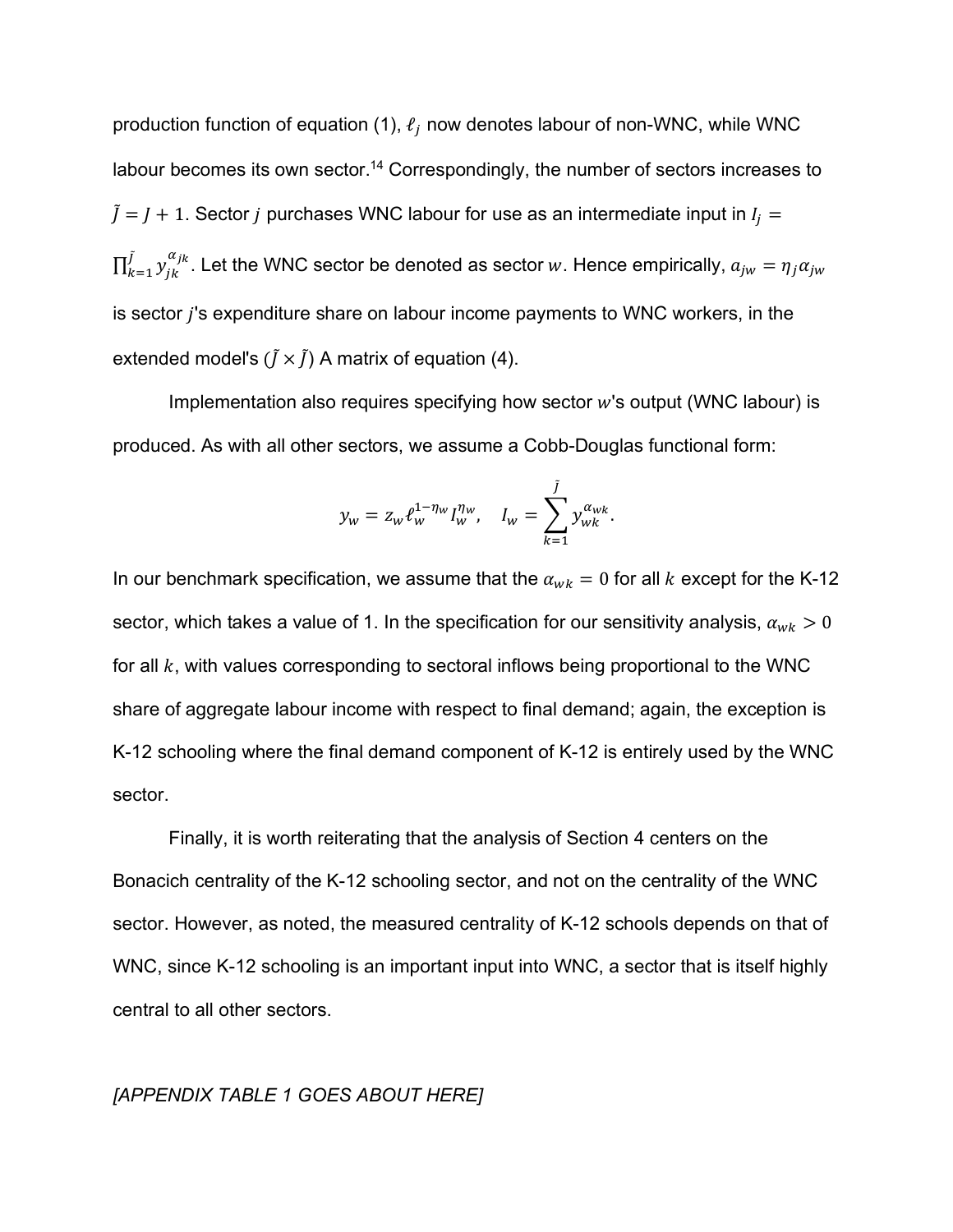production function of equation (1), $\ell_j$ now denotes labour of non-WNC, while WNC labour becomes its own sector.[14] Correspondingly, the number of sectors increases to $\tilde{J} = J + 1$. Sector $j$ purchases WNC labour for use as an intermediate input in $I_j = \prod_{k=1}^{\tilde{J}} y_{jk}^{\alpha_{jk}}$. Let the WNC sector be denoted as sector $w$. Hence empirically, $a_{jw} = \eta_j \alpha_{jw}$ is sector $j$'s expenditure share on labour income payments to WNC workers, in the extended model's $(\tilde{J} \times \tilde{J})$ A matrix of equation (4).

Implementation also requires specifying how sector $w$'s output (WNC labour) is produced. As with all other sectors, we assume a Cobb-Douglas functional form:

$$y_w = z_w \ell_w^{1-\eta_w} I_w^{\eta_w}, \quad I_w = \sum_{k=1}^{\tilde{J}} y_{wk}^{\alpha_{wk}}.$$

In our benchmark specification, we assume that the $\alpha_{wk} = 0$ for all $k$ except for the K-12 sector, which takes a value of 1. In the specification for our sensitivity analysis, $\alpha_{wk} > 0$ for all $k$, with values corresponding to sectoral inflows being proportional to the WNC share of aggregate labour income with respect to final demand; again, the exception is K-12 schooling where the final demand component of K-12 is entirely used by the WNC sector.

Finally, it is worth reiterating that the analysis of Section 4 centers on the Bonacich centrality of the K-12 schooling sector, and not on the centrality of the WNC sector. However, as noted, the measured centrality of K-12 schools depends on that of WNC, since K-12 schooling is an important input into WNC, a sector that is itself highly central to all other sectors.

*[APPENDIX TABLE 1 GOES ABOUT HERE]*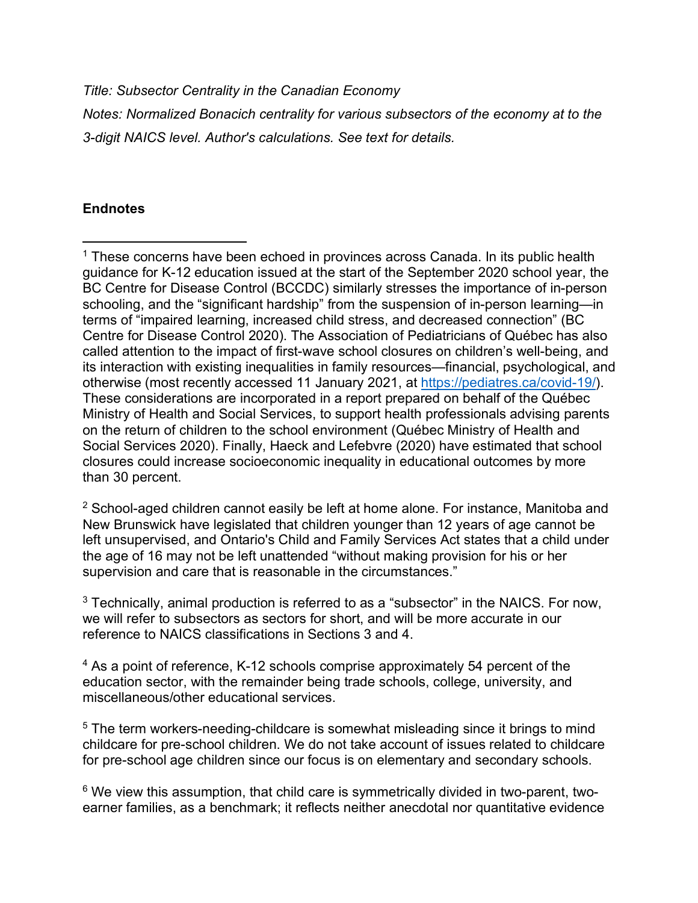*Title: Subsector Centrality in the Canadian Economy*

*Notes: Normalized Bonacich centrality for various subsectors of the economy at to the 3-digit NAICS level. Author's calculations. See text for details.*

## Endnotes

[1] These concerns have been echoed in provinces across Canada. In its public health guidance for K-12 education issued at the start of the September 2020 school year, the BC Centre for Disease Control (BCCDC) similarly stresses the importance of in-person schooling, and the "significant hardship" from the suspension of in-person learning—in terms of "impaired learning, increased child stress, and decreased connection" (BC Centre for Disease Control 2020). The Association of Pediatricians of Québec has also called attention to the impact of first-wave school closures on children's well-being, and its interaction with existing inequalities in family resources—financial, psychological, and otherwise (most recently accessed 11 January 2021, at https://pediatres.ca/covid-19/). These considerations are incorporated in a report prepared on behalf of the Québec Ministry of Health and Social Services, to support health professionals advising parents on the return of children to the school environment (Québec Ministry of Health and Social Services 2020). Finally, Haeck and Lefebvre (2020) have estimated that school closures could increase socioeconomic inequality in educational outcomes by more than 30 percent.

[2] School-aged children cannot easily be left at home alone. For instance, Manitoba and New Brunswick have legislated that children younger than 12 years of age cannot be left unsupervised, and Ontario's Child and Family Services Act states that a child under the age of 16 may not be left unattended "without making provision for his or her supervision and care that is reasonable in the circumstances."

[3] Technically, animal production is referred to as a "subsector" in the NAICS. For now, we will refer to subsectors as sectors for short, and will be more accurate in our reference to NAICS classifications in Sections 3 and 4.

[4] As a point of reference, K-12 schools comprise approximately 54 percent of the education sector, with the remainder being trade schools, college, university, and miscellaneous/other educational services.

[5] The term workers-needing-childcare is somewhat misleading since it brings to mind childcare for pre-school children. We do not take account of issues related to childcare for pre-school age children since our focus is on elementary and secondary schools.

[6] We view this assumption, that child care is symmetrically divided in two-parent, two-earner families, as a benchmark; it reflects neither anecdotal nor quantitative evidence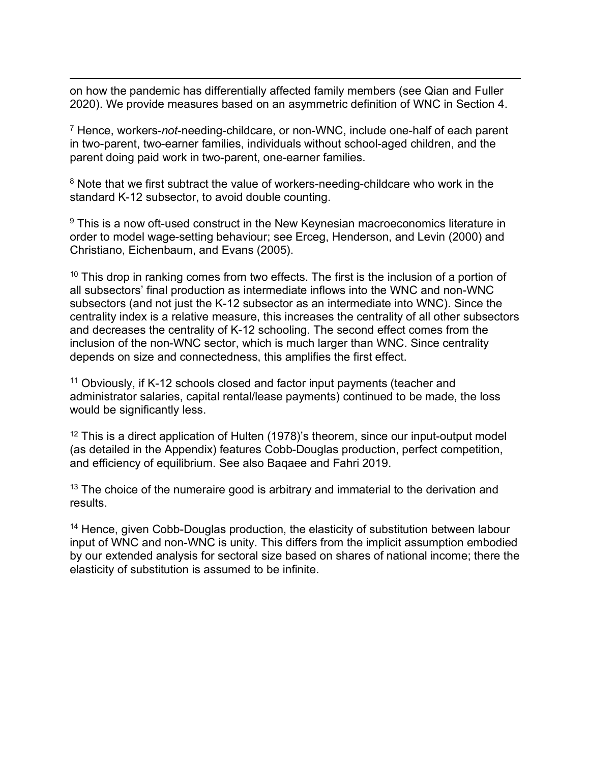on how the pandemic has differentially affected family members (see Qian and Fuller 2020). We provide measures based on an asymmetric definition of WNC in Section 4.

[7] Hence, workers-*not*-needing-childcare, or non-WNC, include one-half of each parent in two-parent, two-earner families, individuals without school-aged children, and the parent doing paid work in two-parent, one-earner families.

[8] Note that we first subtract the value of workers-needing-childcare who work in the standard K-12 subsector, to avoid double counting.

[9] This is a now oft-used construct in the New Keynesian macroeconomics literature in order to model wage-setting behaviour; see Erceg, Henderson, and Levin (2000) and Christiano, Eichenbaum, and Evans (2005).

[10] This drop in ranking comes from two effects. The first is the inclusion of a portion of all subsectors' final production as intermediate inflows into the WNC and non-WNC subsectors (and not just the K-12 subsector as an intermediate into WNC). Since the centrality index is a relative measure, this increases the centrality of all other subsectors and decreases the centrality of K-12 schooling. The second effect comes from the inclusion of the non-WNC sector, which is much larger than WNC. Since centrality depends on size and connectedness, this amplifies the first effect.

[11] Obviously, if K-12 schools closed and factor input payments (teacher and administrator salaries, capital rental/lease payments) continued to be made, the loss would be significantly less.

[12] This is a direct application of Hulten (1978)'s theorem, since our input-output model (as detailed in the Appendix) features Cobb-Douglas production, perfect competition, and efficiency of equilibrium. See also Baqaee and Fahri 2019.

[13] The choice of the numeraire good is arbitrary and immaterial to the derivation and results.

[14] Hence, given Cobb-Douglas production, the elasticity of substitution between labour input of WNC and non-WNC is unity. This differs from the implicit assumption embodied by our extended analysis for sectoral size based on shares of national income; there the elasticity of substitution is assumed to be infinite.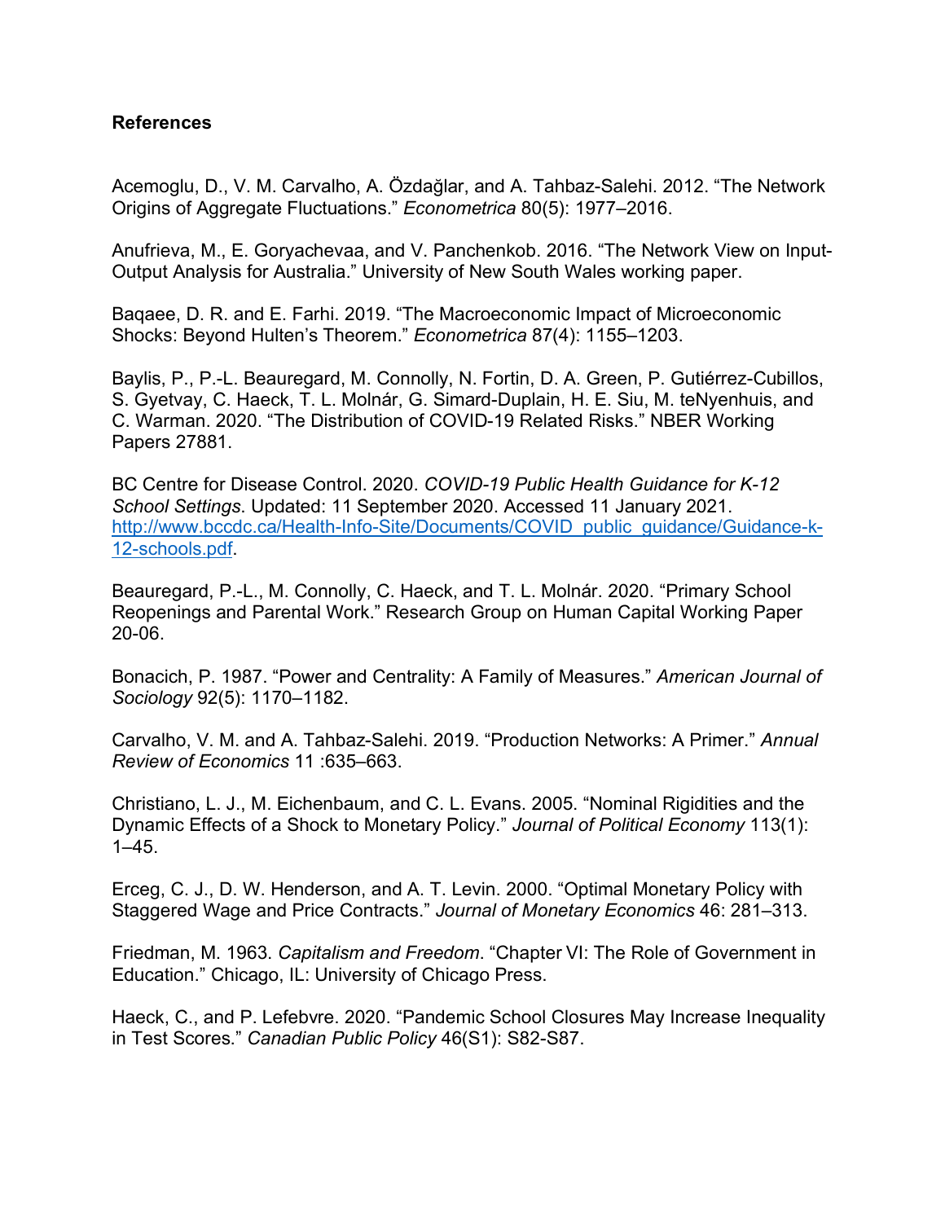**References**

Acemoglu, D., V. M. Carvalho, A. Özdağlar, and A. Tahbaz-Salehi. 2012. "The Network Origins of Aggregate Fluctuations." *Econometrica* 80(5): 1977–2016.

Anufrieva, M., E. Goryachevaa, and V. Panchenkob. 2016. "The Network View on Input-Output Analysis for Australia." University of New South Wales working paper.

Baqaee, D. R. and E. Farhi. 2019. "The Macroeconomic Impact of Microeconomic Shocks: Beyond Hulten's Theorem." *Econometrica* 87(4): 1155–1203.

Baylis, P., P.-L. Beauregard, M. Connolly, N. Fortin, D. A. Green, P. Gutiérrez-Cubillos, S. Gyetvay, C. Haeck, T. L. Molnár, G. Simard-Duplain, H. E. Siu, M. teNyenhuis, and C. Warman. 2020. "The Distribution of COVID-19 Related Risks." NBER Working Papers 27881.

BC Centre for Disease Control. 2020. *COVID-19 Public Health Guidance for K-12 School Settings*. Updated: 11 September 2020. Accessed 11 January 2021. http://www.bccdc.ca/Health-Info-Site/Documents/COVID_public_guidance/Guidance-k-12-schools.pdf.

Beauregard, P.-L., M. Connolly, C. Haeck, and T. L. Molnár. 2020. "Primary School Reopenings and Parental Work." Research Group on Human Capital Working Paper 20-06.

Bonacich, P. 1987. "Power and Centrality: A Family of Measures." *American Journal of Sociology* 92(5): 1170–1182.

Carvalho, V. M. and A. Tahbaz-Salehi. 2019. "Production Networks: A Primer." *Annual Review of Economics* 11 :635–663.

Christiano, L. J., M. Eichenbaum, and C. L. Evans. 2005. "Nominal Rigidities and the Dynamic Effects of a Shock to Monetary Policy." *Journal of Political Economy* 113(1): 1–45.

Erceg, C. J., D. W. Henderson, and A. T. Levin. 2000. "Optimal Monetary Policy with Staggered Wage and Price Contracts." *Journal of Monetary Economics* 46: 281–313.

Friedman, M. 1963. *Capitalism and Freedom*. "Chapter VI: The Role of Government in Education." Chicago, IL: University of Chicago Press.

Haeck, C., and P. Lefebvre. 2020. "Pandemic School Closures May Increase Inequality in Test Scores." *Canadian Public Policy* 46(S1): S82-S87.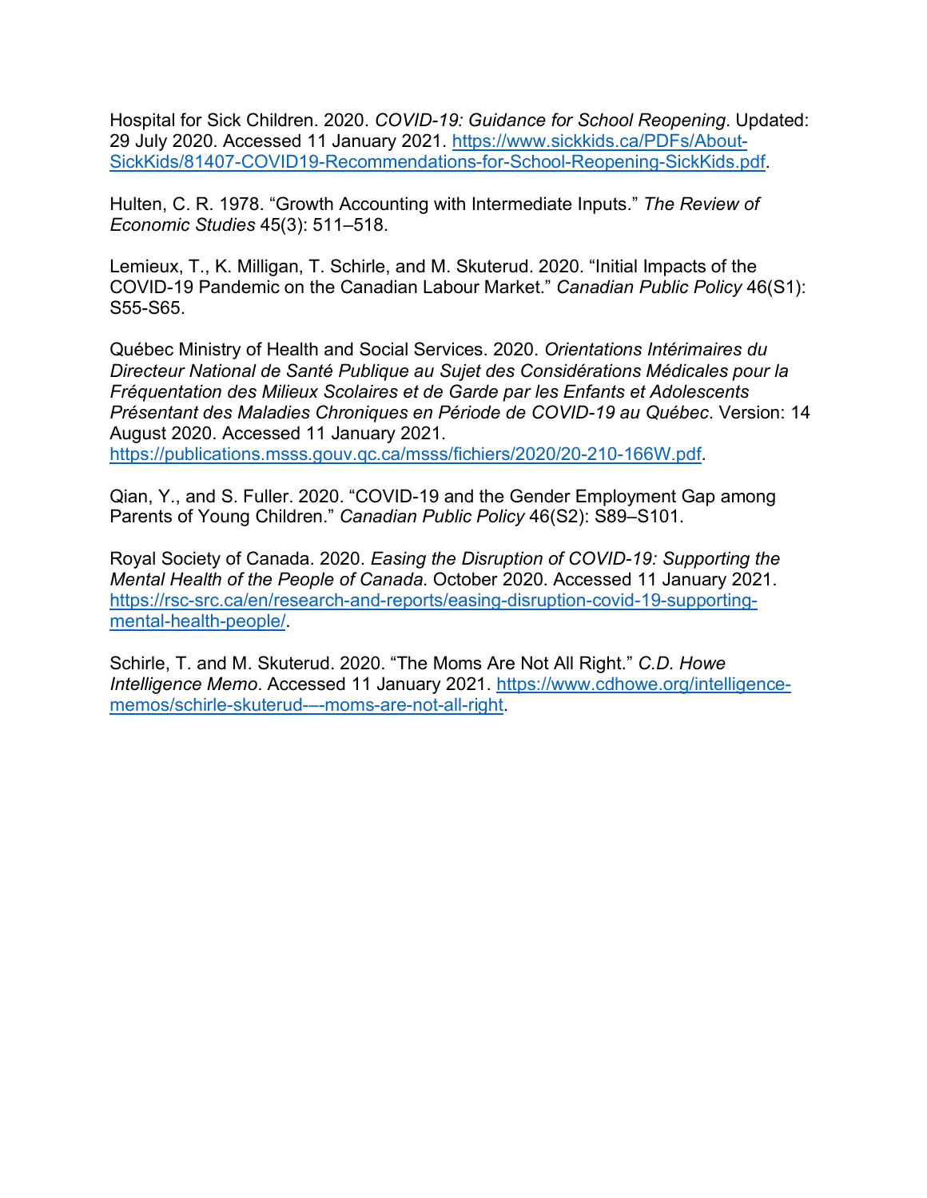Hospital for Sick Children. 2020. *COVID-19: Guidance for School Reopening*. Updated: 29 July 2020. Accessed 11 January 2021. https://www.sickkids.ca/PDFs/About-SickKids/81407-COVID19-Recommendations-for-School-Reopening-SickKids.pdf.

Hulten, C. R. 1978. “Growth Accounting with Intermediate Inputs.” *The Review of Economic Studies* 45(3): 511–518.

Lemieux, T., K. Milligan, T. Schirle, and M. Skuterud. 2020. “Initial Impacts of the COVID-19 Pandemic on the Canadian Labour Market.” *Canadian Public Policy* 46(S1): S55-S65.

Québec Ministry of Health and Social Services. 2020. *Orientations Intérimaires du Directeur National de Santé Publique au Sujet des Considérations Médicales pour la Fréquentation des Milieux Scolaires et de Garde par les Enfants et Adolescents Présentant des Maladies Chroniques en Période de COVID-19 au Québec*. Version: 14 August 2020. Accessed 11 January 2021. https://publications.msss.gouv.qc.ca/msss/fichiers/2020/20-210-166W.pdf.

Qian, Y., and S. Fuller. 2020. “COVID-19 and the Gender Employment Gap among Parents of Young Children.” *Canadian Public Policy* 46(S2): S89–S101.

Royal Society of Canada. 2020. *Easing the Disruption of COVID-19: Supporting the Mental Health of the People of Canada*. October 2020. Accessed 11 January 2021. https://rsc-src.ca/en/research-and-reports/easing-disruption-covid-19-supporting-mental-health-people/.

Schirle, T. and M. Skuterud. 2020. “The Moms Are Not All Right.” *C.D. Howe Intelligence Memo*. Accessed 11 January 2021. https://www.cdhowe.org/intelligence-memos/schirle-skuterud-–-moms-are-not-all-right.